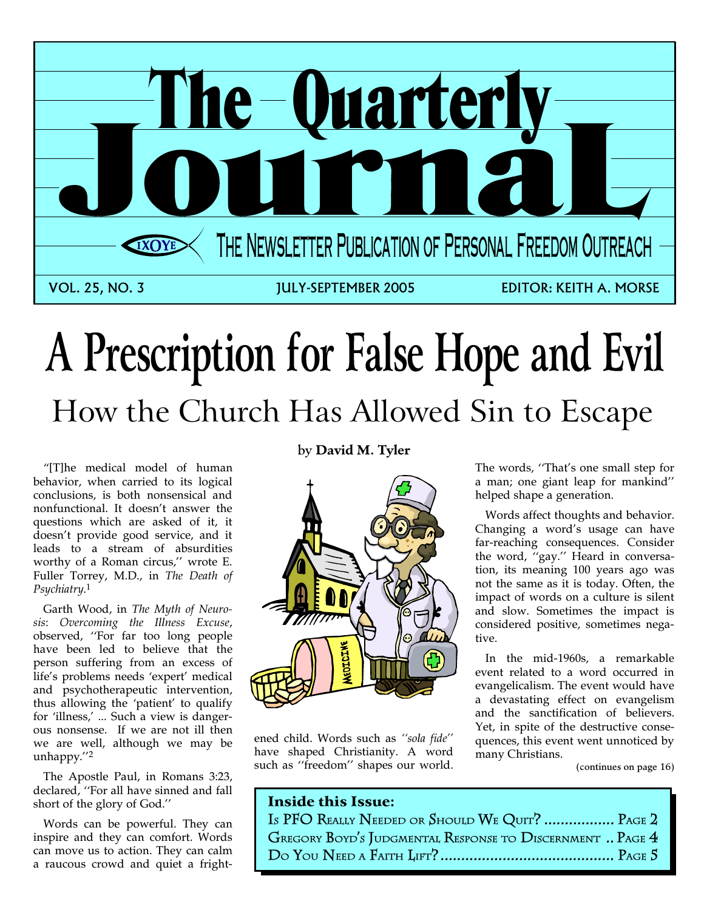# The Quarterly Journal

THE NEWSLETTER PUBLICATION OF PERSONAL FREEDOM OUTREACH

VOL. 25, NO. 3 — JULY-SEPTEMBER 2005 — EDITOR: KEITH A. MORSE

# A Prescription for False Hope and Evil

## How the Church Has Allowed Sin to Escape

by **David M. Tyler**

"[T]he medical model of human behavior, when carried to its logical conclusions, is both nonsensical and nonfunctional. It doesn't answer the questions which are asked of it, it doesn't provide good service, and it leads to a stream of absurdities worthy of a Roman circus," wrote E. Fuller Torrey, M.D., in *The Death of Psychiatry*.[1]

Garth Wood, in *The Myth of Neurosis*: *Overcoming the Illness Excuse*, observed, "For far too long people have been led to believe that the person suffering from an excess of life's problems needs 'expert' medical and psychotherapeutic intervention, thus allowing the 'patient' to qualify for 'illness,' ... Such a view is dangerous nonsense. If we are not ill then we are well, although we may be unhappy."[2]

The Apostle Paul, in Romans 3:23, declared, "For all have sinned and fall short of the glory of God."

Words can be powerful. They can inspire and they can comfort. Words can move us to action. They can calm a raucous crowd and quiet a frightened child. Words such as "*sola fide*" have shaped Christianity. A word such as "freedom" shapes our world. The words, "That's one small step for a man; one giant leap for mankind" helped shape a generation.

Words affect thoughts and behavior. Changing a word's usage can have far-reaching consequences. Consider the word, "gay." Heard in conversation, its meaning 100 years ago was not the same as it is today. Often, the impact of words on a culture is silent and slow. Sometimes the impact is considered positive, sometimes negative.

In the mid-1960s, a remarkable event related to a word occurred in evangelicalism. The event would have a devastating effect on evangelism and the sanctification of believers. Yet, in spite of the destructive consequences, this event went unnoticed by many Christians.

(continues on page 16)

**Inside this Issue:**

Is PFO Really Needed or Should We Quit? ................. Page 2

Gregory Boyd's Judgmental Response to Discernment .. Page 4

Do You Need a Faith Lift? .......................................... Page 5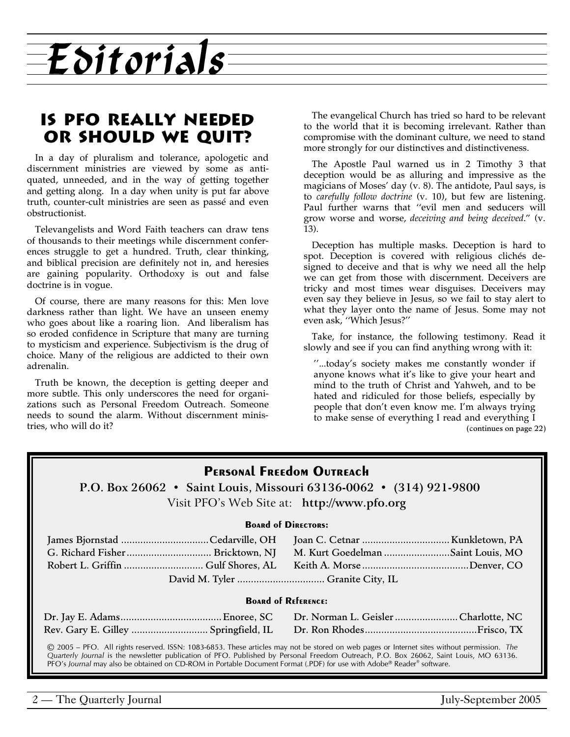# Editorials

## Is PFO Really Needed or Should We Quit?

In a day of pluralism and tolerance, apologetic and discernment ministries are viewed by some as antiquated, unneeded, and in the way of getting together and getting along. In a day when unity is put far above truth, counter-cult ministries are seen as passé and even obstructionist.

Televangelists and Word Faith teachers can draw tens of thousands to their meetings while discernment conferences struggle to get a hundred. Truth, clear thinking, and biblical precision are definitely not in, and heresies are gaining popularity. Orthodoxy is out and false doctrine is in vogue.

Of course, there are many reasons for this: Men love darkness rather than light. We have an unseen enemy who goes about like a roaring lion. And liberalism has so eroded confidence in Scripture that many are turning to mysticism and experience. Subjectivism is the drug of choice. Many of the religious are addicted to their own adrenalin.

Truth be known, the deception is getting deeper and more subtle. This only underscores the need for organizations such as Personal Freedom Outreach. Someone needs to sound the alarm. Without discernment ministries, who will do it?

The evangelical Church has tried so hard to be relevant to the world that it is becoming irrelevant. Rather than compromise with the dominant culture, we need to stand more strongly for our distinctives and distinctiveness.

The Apostle Paul warned us in 2 Timothy 3 that deception would be as alluring and impressive as the magicians of Moses' day (v. 8). The antidote, Paul says, is to *carefully follow doctrine* (v. 10), but few are listening. Paul further warns that "evil men and seducers will grow worse and worse, *deceiving and being deceived*." (v. 13).

Deception has multiple masks. Deception is hard to spot. Deception is covered with religious clichés designed to deceive and that is why we need all the help we can get from those with discernment. Deceivers are tricky and most times wear disguises. Deceivers may even say they believe in Jesus, so we fail to stay alert to what they layer onto the name of Jesus. Some may not even ask, "Which Jesus?"

Take, for instance, the following testimony. Read it slowly and see if you can find anything wrong with it:

> "...today's society makes me constantly wonder if anyone knows what it's like to give your heart and mind to the truth of Christ and Yahweh, and to be hated and ridiculed for those beliefs, especially by people that don't even know me. I'm always trying to make sense of everything I read and everything I

**(continues on page 22)**

---

### Personal Freedom Outreach

**P.O. Box 26062 • Saint Louis, Missouri 63136-0062 • (314) 921-9800**

Visit PFO's Web Site at: **http://www.pfo.org**

**Board of Directors:**

| | |
|---|---|
| James Bjornstad ................ Cedarville, OH | Joan C. Cetnar ................ Kunkletown, PA |
| G. Richard Fisher ................ Bricktown, NJ | M. Kurt Goedelman ................ Saint Louis, MO |
| Robert L. Griffin ................ Gulf Shores, AL | Keith A. Morse ................ Denver, CO |
| David M. Tyler ................ Granite City, IL | |

**Board of Reference:**

| | |
|---|---|
| Dr. Jay E. Adams ................ Enoree, SC | Dr. Norman L. Geisler ................ Charlotte, NC |
| Rev. Gary E. Gilley ................ Springfield, IL | Dr. Ron Rhodes ................ Frisco, TX |

© 2005 – PFO. All rights reserved. ISSN: 1083-6853. These articles may not be stored on web pages or Internet sites without permission. *The Quarterly Journal* is the newsletter publication of PFO. Published by Personal Freedom Outreach, P.O. Box 26062, Saint Louis, MO 63136. PFO's *Journal* may also be obtained on CD-ROM in Portable Document Format (.PDF) for use with Adobe® Reader® software.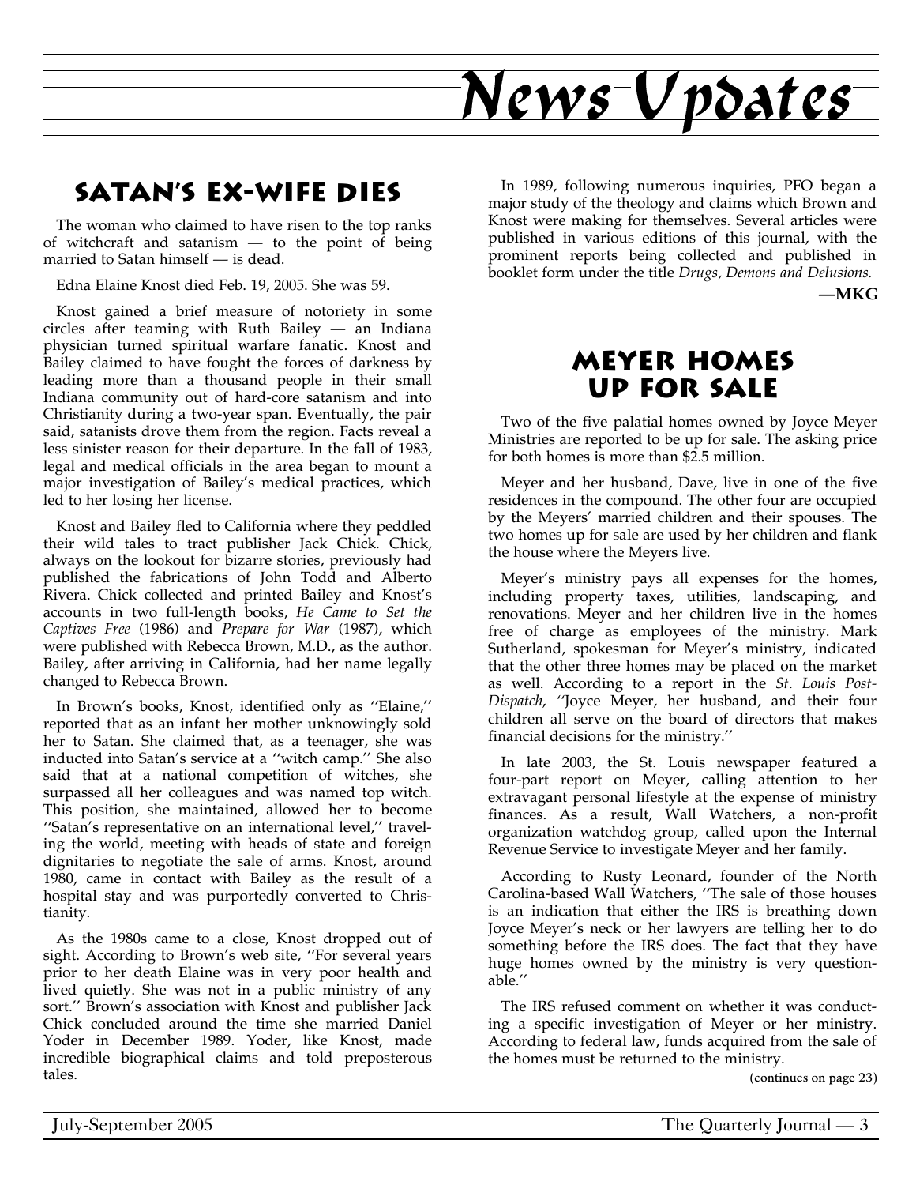# News Updates

## Satan's Ex-Wife Dies

The woman who claimed to have risen to the top ranks of witchcraft and satanism — to the point of being married to Satan himself — is dead.

Edna Elaine Knost died Feb. 19, 2005. She was 59.

Knost gained a brief measure of notoriety in some circles after teaming with Ruth Bailey — an Indiana physician turned spiritual warfare fanatic. Knost and Bailey claimed to have fought the forces of darkness by leading more than a thousand people in their small Indiana community out of hard-core satanism and into Christianity during a two-year span. Eventually, the pair said, satanists drove them from the region. Facts reveal a less sinister reason for their departure. In the fall of 1983, legal and medical officials in the area began to mount a major investigation of Bailey's medical practices, which led to her losing her license.

Knost and Bailey fled to California where they peddled their wild tales to tract publisher Jack Chick. Chick, always on the lookout for bizarre stories, previously had published the fabrications of John Todd and Alberto Rivera. Chick collected and printed Bailey and Knost's accounts in two full-length books, *He Came to Set the Captives Free* (1986) and *Prepare for War* (1987), which were published with Rebecca Brown, M.D., as the author. Bailey, after arriving in California, had her name legally changed to Rebecca Brown.

In Brown's books, Knost, identified only as ''Elaine,'' reported that as an infant her mother unknowingly sold her to Satan. She claimed that, as a teenager, she was inducted into Satan's service at a ''witch camp.'' She also said that at a national competition of witches, she surpassed all her colleagues and was named top witch. This position, she maintained, allowed her to become ''Satan's representative on an international level,'' traveling the world, meeting with heads of state and foreign dignitaries to negotiate the sale of arms. Knost, around 1980, came in contact with Bailey as the result of a hospital stay and was purportedly converted to Christianity.

As the 1980s came to a close, Knost dropped out of sight. According to Brown's web site, ''For several years prior to her death Elaine was in very poor health and lived quietly. She was not in a public ministry of any sort.'' Brown's association with Knost and publisher Jack Chick concluded around the time she married Daniel Yoder in December 1989. Yoder, like Knost, made incredible biographical claims and told preposterous tales.

In 1989, following numerous inquiries, PFO began a major study of the theology and claims which Brown and Knost were making for themselves. Several articles were published in various editions of this journal, with the prominent reports being collected and published in booklet form under the title *Drugs, Demons and Delusions.*

**—MKG**

## Meyer Homes Up for Sale

Two of the five palatial homes owned by Joyce Meyer Ministries are reported to be up for sale. The asking price for both homes is more than $2.5 million.

Meyer and her husband, Dave, live in one of the five residences in the compound. The other four are occupied by the Meyers' married children and their spouses. The two homes up for sale are used by her children and flank the house where the Meyers live.

Meyer's ministry pays all expenses for the homes, including property taxes, utilities, landscaping, and renovations. Meyer and her children live in the homes free of charge as employees of the ministry. Mark Sutherland, spokesman for Meyer's ministry, indicated that the other three homes may be placed on the market as well. According to a report in the *St. Louis Post-Dispatch*, ''Joyce Meyer, her husband, and their four children all serve on the board of directors that makes financial decisions for the ministry.''

In late 2003, the St. Louis newspaper featured a four-part report on Meyer, calling attention to her extravagant personal lifestyle at the expense of ministry finances. As a result, Wall Watchers, a non-profit organization watchdog group, called upon the Internal Revenue Service to investigate Meyer and her family.

According to Rusty Leonard, founder of the North Carolina-based Wall Watchers, ''The sale of those houses is an indication that either the IRS is breathing down Joyce Meyer's neck or her lawyers are telling her to do something before the IRS does. The fact that they have huge homes owned by the ministry is very questionable.''

The IRS refused comment on whether it was conducting a specific investigation of Meyer or her ministry. According to federal law, funds acquired from the sale of the homes must be returned to the ministry.

**(continues on page 23)**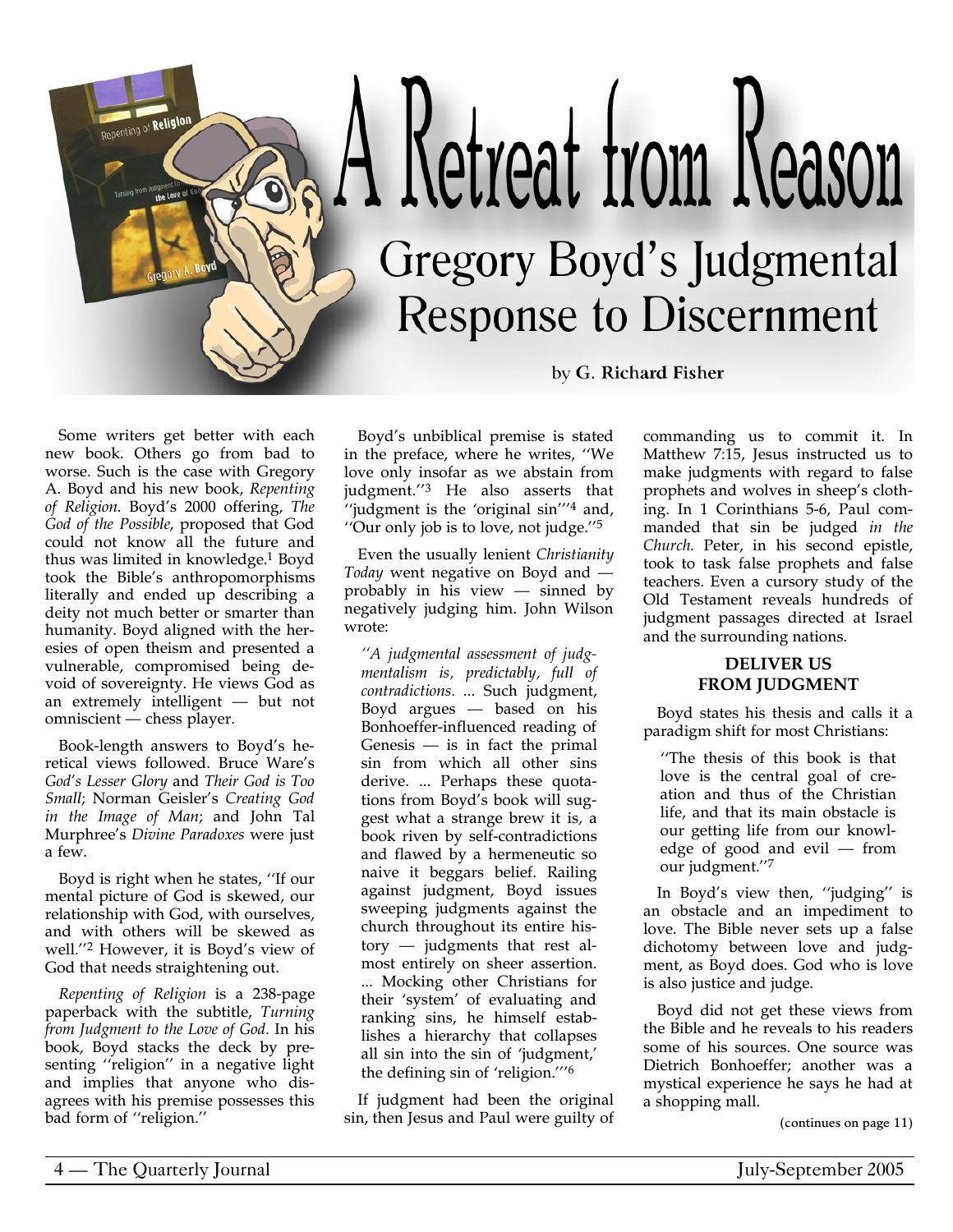# A Retreat from Reason

## Gregory Boyd's Judgmental Response to Discernment

by **G. Richard Fisher**

Some writers get better with each new book. Others go from bad to worse. Such is the case with Gregory A. Boyd and his new book, *Repenting of Religion*. Boyd's 2000 offering, *The God of the Possible*, proposed that God could not know all the future and thus was limited in knowledge.[1] Boyd took the Bible's anthropomorphisms literally and ended up describing a deity not much better or smarter than humanity. Boyd aligned with the heresies of open theism and presented a vulnerable, compromised being devoid of sovereignty. He views God as an extremely intelligent — but not omniscient — chess player.

Book-length answers to Boyd's heretical views followed. Bruce Ware's *God's Lesser Glory* and *Their God is Too Small*; Norman Geisler's *Creating God in the Image of Man*; and John Tal Murphree's *Divine Paradoxes* were just a few.

Boyd is right when he states, "If our mental picture of God is skewed, our relationship with God, with ourselves, and with others will be skewed as well."[2] However, it is Boyd's view of God that needs straightening out.

*Repenting of Religion* is a 238-page paperback with the subtitle, *Turning from Judgment to the Love of God*. In his book, Boyd stacks the deck by presenting "religion" in a negative light and implies that anyone who disagrees with his premise possesses this bad form of "religion."

Boyd's unbiblical premise is stated in the preface, where he writes, "We love only insofar as we abstain from judgment."[3] He also asserts that "judgment is the 'original sin'"[4] and, "Our only job is to love, not judge."[5]

Even the usually lenient *Christianity Today* went negative on Boyd and — probably in his view — sinned by negatively judging him. John Wilson wrote:

> *"A judgmental assessment of judgmentalism is, predictably, full of contradictions.* ... Such judgment, Boyd argues — based on his Bonhoeffer-influenced reading of Genesis — is in fact the primal sin from which all other sins derive. ... Perhaps these quotations from Boyd's book will suggest what a strange brew it is, a book riven by self-contradictions and flawed by a hermeneutic so naive it beggars belief. Railing against judgment, Boyd issues sweeping judgments against the church throughout its entire history — judgments that rest almost entirely on sheer assertion. ... Mocking other Christians for their 'system' of evaluating and ranking sins, he himself establishes a hierarchy that collapses all sin into the sin of 'judgment,' the defining sin of 'religion.'"[6]

If judgment had been the original sin, then Jesus and Paul were guilty of commanding us to commit it. In Matthew 7:15, Jesus instructed us to make judgments with regard to false prophets and wolves in sheep's clothing. In 1 Corinthians 5-6, Paul commanded that sin be judged *in the Church*. Peter, in his second epistle, took to task false prophets and false teachers. Even a cursory study of the Old Testament reveals hundreds of judgment passages directed at Israel and the surrounding nations.

### DELIVER US FROM JUDGMENT

Boyd states his thesis and calls it a paradigm shift for most Christians:

> "The thesis of this book is that love is the central goal of creation and thus of the Christian life, and that its main obstacle is our getting life from our knowledge of good and evil — from our judgment."[7]

In Boyd's view then, "judging" is an obstacle and an impediment to love. The Bible never sets up a false dichotomy between love and judgment, as Boyd does. God who is love is also justice and judge.

Boyd did not get these views from the Bible and he reveals to his readers some of his sources. One source was Dietrich Bonhoeffer; another was a mystical experience he says he had at a shopping mall.

**(continues on page 11)**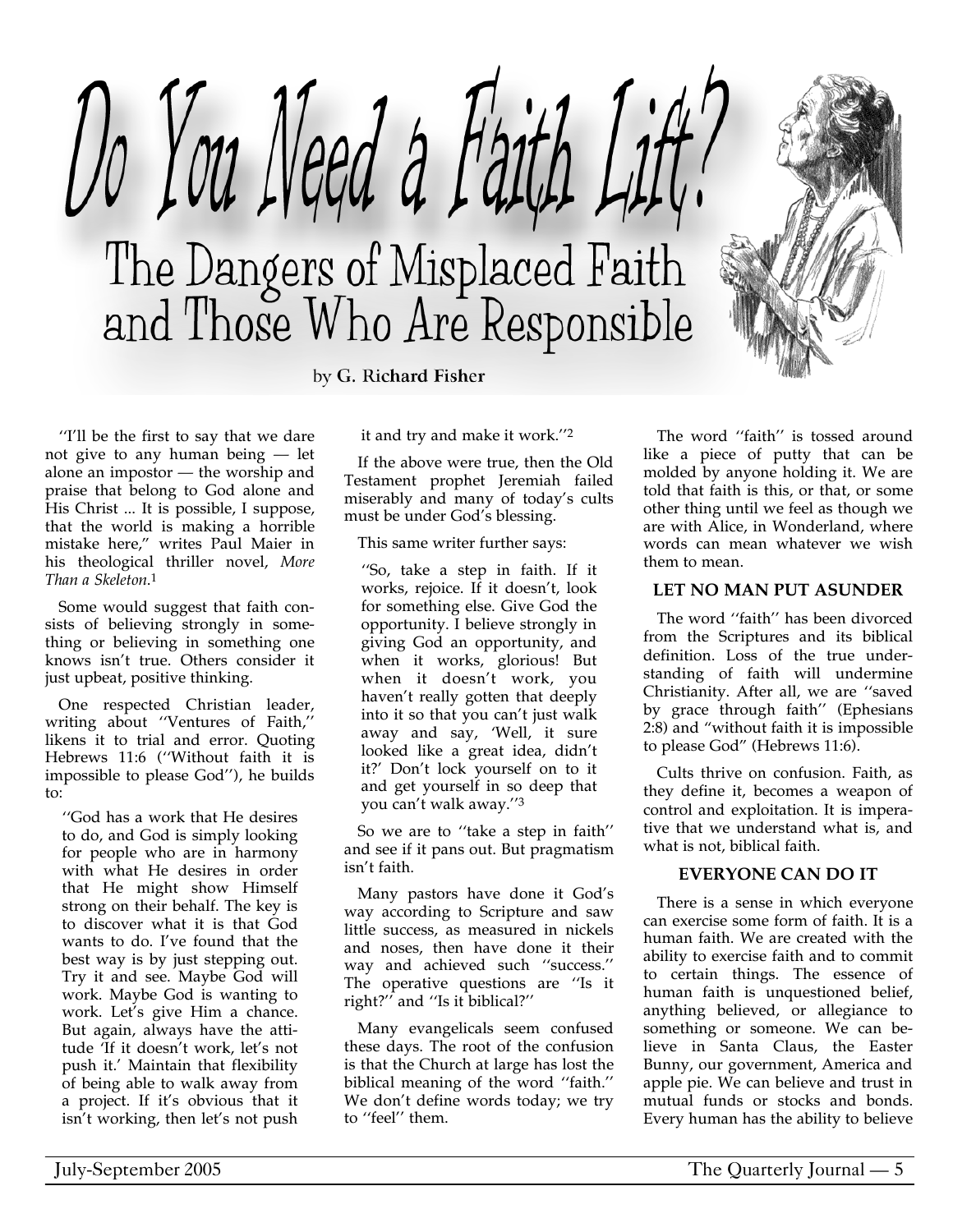# Do You Need a Faith Lift?

## The Dangers of Misplaced Faith and Those Who Are Responsible

by **G. Richard Fisher**

''I'll be the first to say that we dare not give to any human being — let alone an impostor — the worship and praise that belong to God alone and His Christ ... It is possible, I suppose, that the world is making a horrible mistake here,'' writes Paul Maier in his theological thriller novel, *More Than a Skeleton*.[1]

Some would suggest that faith consists of believing strongly in something or believing in something one knows isn't true. Others consider it just upbeat, positive thinking.

One respected Christian leader, writing about ''Ventures of Faith,'' likens it to trial and error. Quoting Hebrews 11:6 (''Without faith it is impossible to please God''), he builds to:

> ''God has a work that He desires to do, and God is simply looking for people who are in harmony with what He desires in order that He might show Himself strong on their behalf. The key is to discover what it is that God wants to do. I've found that the best way is by just stepping out. Try it and see. Maybe God will work. Maybe God is wanting to work. Let's give Him a chance. But again, always have the attitude 'If it doesn't work, let's not push it.' Maintain that flexibility of being able to walk away from a project. If it's obvious that it isn't working, then let's not push it and try and make it work.''[2]

If the above were true, then the Old Testament prophet Jeremiah failed miserably and many of today's cults must be under God's blessing.

This same writer further says:

> ''So, take a step in faith. If it works, rejoice. If it doesn't, look for something else. Give God the opportunity. I believe strongly in giving God an opportunity, and when it works, glorious! But when it doesn't work, you haven't really gotten that deeply into it so that you can't just walk away and say, 'Well, it sure looked like a great idea, didn't it?' Don't lock yourself on to it and get yourself in so deep that you can't walk away.''[3]

So we are to ''take a step in faith'' and see if it pans out. But pragmatism isn't faith.

Many pastors have done it God's way according to Scripture and saw little success, as measured in nickels and noses, then have done it their way and achieved such ''success.'' The operative questions are ''Is it right?'' and ''Is it biblical?''

Many evangelicals seem confused these days. The root of the confusion is that the Church at large has lost the biblical meaning of the word ''faith.'' We don't define words today; we try to ''feel'' them.

The word ''faith'' is tossed around like a piece of putty that can be molded by anyone holding it. We are told that faith is this, or that, or some other thing until we feel as though we are with Alice, in Wonderland, where words can mean whatever we wish them to mean.

### LET NO MAN PUT ASUNDER

The word ''faith'' has been divorced from the Scriptures and its biblical definition. Loss of the true understanding of faith will undermine Christianity. After all, we are ''saved by grace through faith'' (Ephesians 2:8) and "without faith it is impossible to please God" (Hebrews 11:6).

Cults thrive on confusion. Faith, as they define it, becomes a weapon of control and exploitation. It is imperative that we understand what is, and what is not, biblical faith.

### EVERYONE CAN DO IT

There is a sense in which everyone can exercise some form of faith. It is a human faith. We are created with the ability to exercise faith and to commit to certain things. The essence of human faith is unquestioned belief, anything believed, or allegiance to something or someone. We can believe in Santa Claus, the Easter Bunny, our government, America and apple pie. We can believe and trust in mutual funds or stocks and bonds. Every human has the ability to believe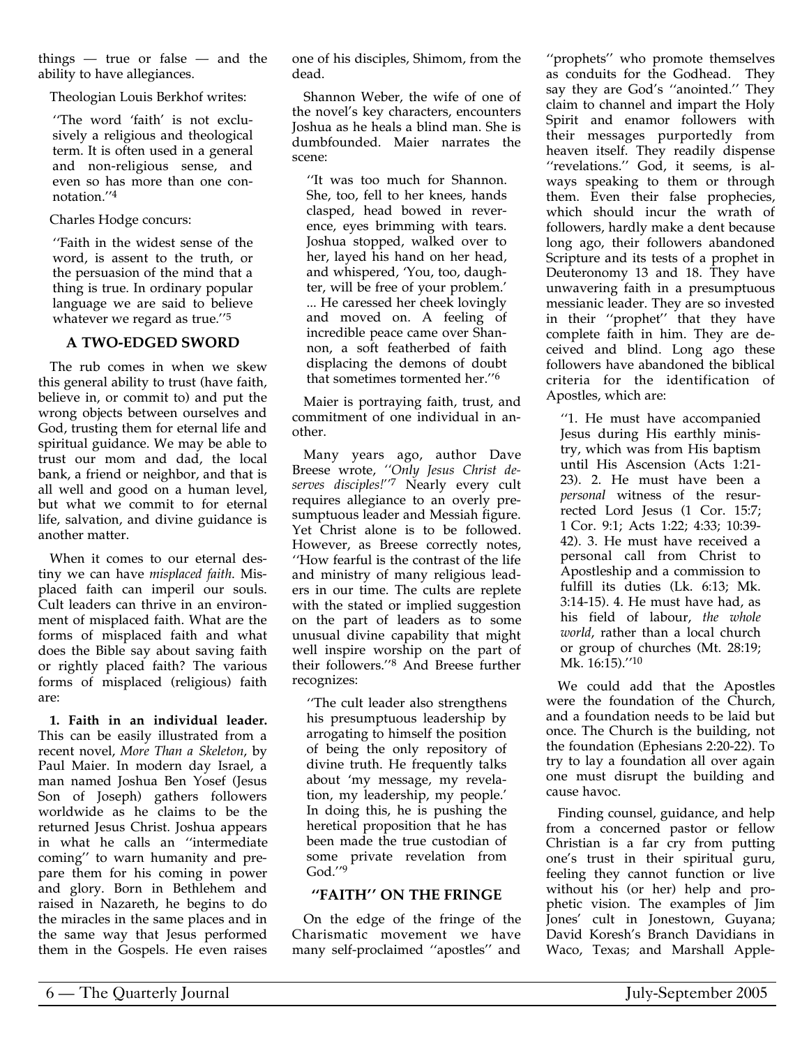things — true or false — and the ability to have allegiances.

Theologian Louis Berkhof writes:

> ''The word 'faith' is not exclusively a religious and theological term. It is often used in a general and non-religious sense, and even so has more than one connotation.''[4]

Charles Hodge concurs:

> ''Faith in the widest sense of the word, is assent to the truth, or the persuasion of the mind that a thing is true. In ordinary popular language we are said to believe whatever we regard as true.''[5]

## A TWO-EDGED SWORD

The rub comes in when we skew this general ability to trust (have faith, believe in, or commit to) and put the wrong objects between ourselves and God, trusting them for eternal life and spiritual guidance. We may be able to trust our mom and dad, the local bank, a friend or neighbor, and that is all well and good on a human level, but what we commit to for eternal life, salvation, and divine guidance is another matter.

When it comes to our eternal destiny we can have *misplaced faith*. Misplaced faith can imperil our souls. Cult leaders can thrive in an environment of misplaced faith. What are the forms of misplaced faith and what does the Bible say about saving faith or rightly placed faith? The various forms of misplaced (religious) faith are:

**1. Faith in an individual leader.** This can be easily illustrated from a recent novel, *More Than a Skeleton*, by Paul Maier. In modern day Israel, a man named Joshua Ben Yosef (Jesus Son of Joseph) gathers followers worldwide as he claims to be the returned Jesus Christ. Joshua appears in what he calls an ''intermediate coming'' to warn humanity and prepare them for his coming in power and glory. Born in Bethlehem and raised in Nazareth, he begins to do the miracles in the same places and in the same way that Jesus performed them in the Gospels. He even raises one of his disciples, Shimom, from the dead.

Shannon Weber, the wife of one of the novel's key characters, encounters Joshua as he heals a blind man. She is dumbfounded. Maier narrates the scene:

> ''It was too much for Shannon. She, too, fell to her knees, hands clasped, head bowed in reverence, eyes brimming with tears. Joshua stopped, walked over to her, layed his hand on her head, and whispered, 'You, too, daughter, will be free of your problem.' ... He caressed her cheek lovingly and moved on. A feeling of incredible peace came over Shannon, a soft featherbed of faith displacing the demons of doubt that sometimes tormented her.''[6]

Maier is portraying faith, trust, and commitment of one individual in another.

Many years ago, author Dave Breese wrote, *''Only Jesus Christ deserves disciples!''*[7] Nearly every cult requires allegiance to an overly presumptuous leader and Messiah figure. Yet Christ alone is to be followed. However, as Breese correctly notes, ''How fearful is the contrast of the life and ministry of many religious leaders in our time. The cults are replete with the stated or implied suggestion on the part of leaders as to some unusual divine capability that might well inspire worship on the part of their followers.''[8] And Breese further recognizes:

> ''The cult leader also strengthens his presumptuous leadership by arrogating to himself the position of being the only repository of divine truth. He frequently talks about 'my message, my revelation, my leadership, my people.' In doing this, he is pushing the heretical proposition that he has been made the true custodian of some private revelation from God.''[9]

## ''FAITH'' ON THE FRINGE

On the edge of the fringe of the Charismatic movement we have many self-proclaimed ''apostles'' and ''prophets'' who promote themselves as conduits for the Godhead. They say they are God's ''anointed.'' They claim to channel and impart the Holy Spirit and enamor followers with their messages purportedly from heaven itself. They readily dispense ''revelations.'' God, it seems, is always speaking to them or through them. Even their false prophecies, which should incur the wrath of followers, hardly make a dent because long ago, their followers abandoned Scripture and its tests of a prophet in Deuteronomy 13 and 18. They have unwavering faith in a presumptuous messianic leader. They are so invested in their ''prophet'' that they have complete faith in him. They are deceived and blind. Long ago these followers have abandoned the biblical criteria for the identification of Apostles, which are:

> ''1. He must have accompanied Jesus during His earthly ministry, which was from His baptism until His Ascension (Acts 1:21-23). 2. He must have been a *personal* witness of the resurrected Lord Jesus (1 Cor. 15:7; 1 Cor. 9:1; Acts 1:22; 4:33; 10:39-42). 3. He must have received a personal call from Christ to Apostleship and a commission to fulfill its duties (Lk. 6:13; Mk. 3:14-15). 4. He must have had, as his field of labour, *the whole world*, rather than a local church or group of churches (Mt. 28:19; Mk. 16:15).''[10]

We could add that the Apostles were the foundation of the Church, and a foundation needs to be laid but once. The Church is the building, not the foundation (Ephesians 2:20-22). To try to lay a foundation all over again one must disrupt the building and cause havoc.

Finding counsel, guidance, and help from a concerned pastor or fellow Christian is a far cry from putting one's trust in their spiritual guru, feeling they cannot function or live without his (or her) help and prophetic vision. The examples of Jim Jones' cult in Jonestown, Guyana; David Koresh's Branch Davidians in Waco, Texas; and Marshall Apple-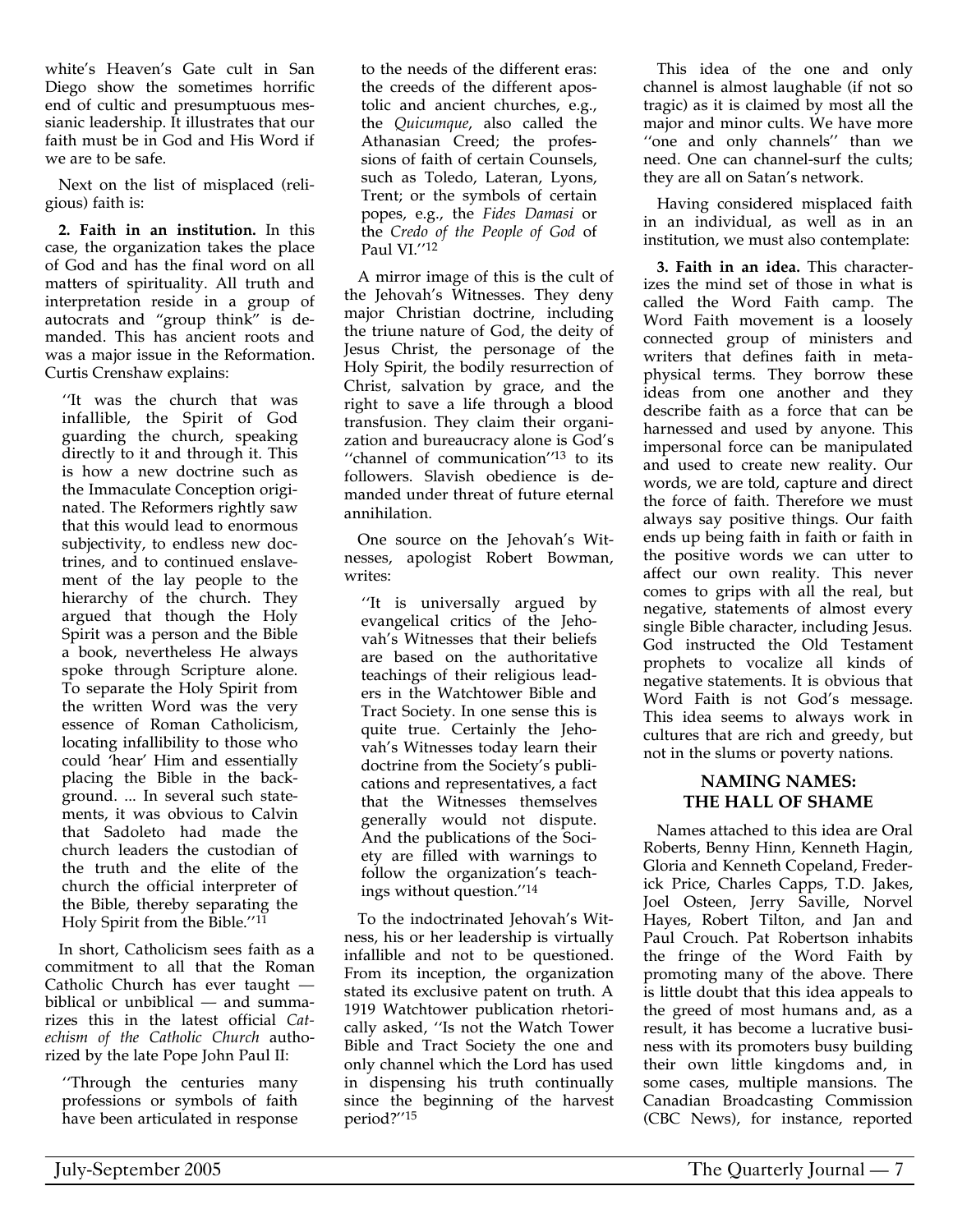white's Heaven's Gate cult in San Diego show the sometimes horrific end of cultic and presumptuous messianic leadership. It illustrates that our faith must be in God and His Word if we are to be safe.

Next on the list of misplaced (religious) faith is:

**2. Faith in an institution.** In this case, the organization takes the place of God and has the final word on all matters of spirituality. All truth and interpretation reside in a group of autocrats and "group think" is demanded. This has ancient roots and was a major issue in the Reformation. Curtis Crenshaw explains:

> "It was the church that was infallible, the Spirit of God guarding the church, speaking directly to it and through it. This is how a new doctrine such as the Immaculate Conception originated. The Reformers rightly saw that this would lead to enormous subjectivity, to endless new doctrines, and to continued enslavement of the lay people to the hierarchy of the church. They argued that though the Holy Spirit was a person and the Bible a book, nevertheless He always spoke through Scripture alone. To separate the Holy Spirit from the written Word was the very essence of Roman Catholicism, locating infallibility to those who could 'hear' Him and essentially placing the Bible in the background. ... In several such statements, it was obvious to Calvin that Sadoleto had made the church leaders the custodian of the truth and the elite of the church the official interpreter of the Bible, thereby separating the Holy Spirit from the Bible."[11]

In short, Catholicism sees faith as a commitment to all that the Roman Catholic Church has ever taught — biblical or unbiblical — and summarizes this in the latest official *Catechism of the Catholic Church* authorized by the late Pope John Paul II:

> "Through the centuries many professions or symbols of faith have been articulated in response to the needs of the different eras: the creeds of the different apostolic and ancient churches, e.g., the *Quicumque*, also called the Athanasian Creed; the professions of faith of certain Counsels, such as Toledo, Lateran, Lyons, Trent; or the symbols of certain popes, e.g., the *Fides Damasi* or the *Credo of the People of God* of Paul VI."[12]

A mirror image of this is the cult of the Jehovah's Witnesses. They deny major Christian doctrine, including the triune nature of God, the deity of Jesus Christ, the personage of the Holy Spirit, the bodily resurrection of Christ, salvation by grace, and the right to save a life through a blood transfusion. They claim their organization and bureaucracy alone is God's "channel of communication"[13] to its followers. Slavish obedience is demanded under threat of future eternal annihilation.

One source on the Jehovah's Witnesses, apologist Robert Bowman, writes:

> "It is universally argued by evangelical critics of the Jehovah's Witnesses that their beliefs are based on the authoritative teachings of their religious leaders in the Watchtower Bible and Tract Society. In one sense this is quite true. Certainly the Jehovah's Witnesses today learn their doctrine from the Society's publications and representatives, a fact that the Witnesses themselves generally would not dispute. And the publications of the Society are filled with warnings to follow the organization's teachings without question."[14]

To the indoctrinated Jehovah's Witness, his or her leadership is virtually infallible and not to be questioned. From its inception, the organization stated its exclusive patent on truth. A 1919 Watchtower publication rhetorically asked, "Is not the Watch Tower Bible and Tract Society the one and only channel which the Lord has used in dispensing his truth continually since the beginning of the harvest period?"[15]

This idea of the one and only channel is almost laughable (if not so tragic) as it is claimed by most all the major and minor cults. We have more "one and only channels" than we need. One can channel-surf the cults; they are all on Satan's network.

Having considered misplaced faith in an individual, as well as in an institution, we must also contemplate:

**3. Faith in an idea.** This characterizes the mind set of those in what is called the Word Faith camp. The Word Faith movement is a loosely connected group of ministers and writers that defines faith in metaphysical terms. They borrow these ideas from one another and they describe faith as a force that can be harnessed and used by anyone. This impersonal force can be manipulated and used to create new reality. Our words, we are told, capture and direct the force of faith. Therefore we must always say positive things. Our faith ends up being faith in faith or faith in the positive words we can utter to affect our own reality. This never comes to grips with all the real, but negative, statements of almost every single Bible character, including Jesus. God instructed the Old Testament prophets to vocalize all kinds of negative statements. It is obvious that Word Faith is not God's message. This idea seems to always work in cultures that are rich and greedy, but not in the slums or poverty nations.

## NAMING NAMES: THE HALL OF SHAME

Names attached to this idea are Oral Roberts, Benny Hinn, Kenneth Hagin, Gloria and Kenneth Copeland, Frederick Price, Charles Capps, T.D. Jakes, Joel Osteen, Jerry Saville, Norvel Hayes, Robert Tilton, and Jan and Paul Crouch. Pat Robertson inhabits the fringe of the Word Faith by promoting many of the above. There is little doubt that this idea appeals to the greed of most humans and, as a result, it has become a lucrative business with its promoters busy building their own little kingdoms and, in some cases, multiple mansions. The Canadian Broadcasting Commission (CBC News), for instance, reported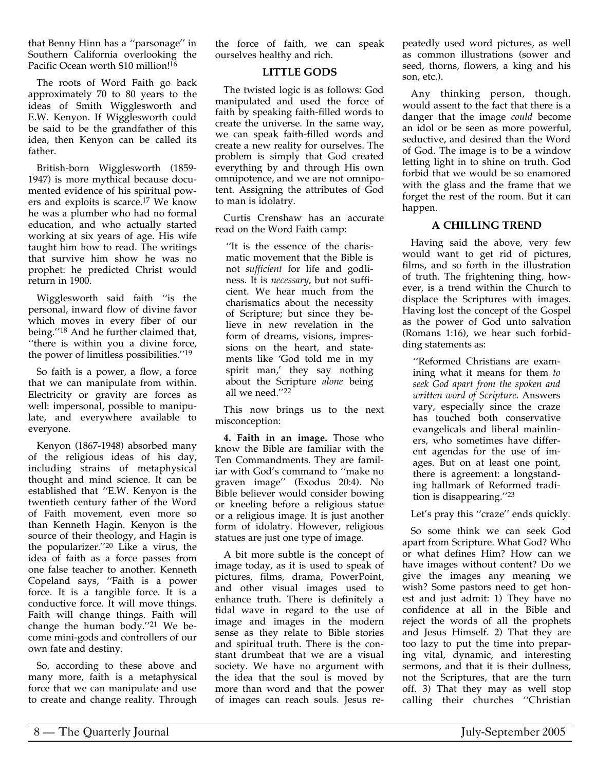that Benny Hinn has a ''parsonage'' in Southern California overlooking the Pacific Ocean worth $10 million![16]

The roots of Word Faith go back approximately 70 to 80 years to the ideas of Smith Wigglesworth and E.W. Kenyon. If Wigglesworth could be said to be the grandfather of this idea, then Kenyon can be called its father.

British-born Wigglesworth (1859-1947) is more mythical because documented evidence of his spiritual powers and exploits is scarce.[17] We know he was a plumber who had no formal education, and who actually started working at six years of age. His wife taught him how to read. The writings that survive him show he was no prophet: he predicted Christ would return in 1900.

Wigglesworth said faith ''is the personal, inward flow of divine favor which moves in every fiber of our being.''[18] And he further claimed that, ''there is within you a divine force, the power of limitless possibilities.''[19]

So faith is a power, a flow, a force that we can manipulate from within. Electricity or gravity are forces as well: impersonal, possible to manipulate, and everywhere available to everyone.

Kenyon (1867-1948) absorbed many of the religious ideas of his day, including strains of metaphysical thought and mind science. It can be established that ''E.W. Kenyon is the twentieth century father of the Word of Faith movement, even more so than Kenneth Hagin. Kenyon is the source of their theology, and Hagin is the popularizer.''[20] Like a virus, the idea of faith as a force passes from one false teacher to another. Kenneth Copeland says, ''Faith is a power force. It is a tangible force. It is a conductive force. It will move things. Faith will change things. Faith will change the human body.''[21] We become mini-gods and controllers of our own fate and destiny.

So, according to these above and many more, faith is a metaphysical force that we can manipulate and use to create and change reality. Through the force of faith, we can speak ourselves healthy and rich.

### LITTLE GODS

The twisted logic is as follows: God manipulated and used the force of faith by speaking faith-filled words to create the universe. In the same way, we can speak faith-filled words and create a new reality for ourselves. The problem is simply that God created everything by and through His own omnipotence, and we are not omnipotent. Assigning the attributes of God to man is idolatry.

Curtis Crenshaw has an accurate read on the Word Faith camp:

> ''It is the essence of the charismatic movement that the Bible is not *sufficient* for life and godliness. It is *necessary*, but not sufficient. We hear much from the charismatics about the necessity of Scripture; but since they believe in new revelation in the form of dreams, visions, impressions on the heart, and statements like 'God told me in my spirit man,' they say nothing about the Scripture *alone* being all we need.''[22]

This now brings us to the next misconception:

**4. Faith in an image.** Those who know the Bible are familiar with the Ten Commandments. They are familiar with God's command to ''make no graven image'' (Exodus 20:4). No Bible believer would consider bowing or kneeling before a religious statue or a religious image. It is just another form of idolatry. However, religious statues are just one type of image.

A bit more subtle is the concept of image today, as it is used to speak of pictures, films, drama, PowerPoint, and other visual images used to enhance truth. There is definitely a tidal wave in regard to the use of image and images in the modern sense as they relate to Bible stories and spiritual truth. There is the constant drumbeat that we are a visual society. We have no argument with the idea that the soul is moved by more than word and that the power of images can reach souls. Jesus repeatedly used word pictures, as well as common illustrations (sower and seed, thorns, flowers, a king and his son, etc.).

Any thinking person, though, would assent to the fact that there is a danger that the image *could* become an idol or be seen as more powerful, seductive, and desired than the Word of God. The image is to be a window letting light in to shine on truth. God forbid that we would be so enamored with the glass and the frame that we forget the rest of the room. But it can happen.

### A CHILLING TREND

Having said the above, very few would want to get rid of pictures, films, and so forth in the illustration of truth. The frightening thing, however, is a trend within the Church to displace the Scriptures with images. Having lost the concept of the Gospel as the power of God unto salvation (Romans 1:16), we hear such forbidding statements as:

> ''Reformed Christians are examining what it means for them *to seek God apart from the spoken and written word of Scripture*. Answers vary, especially since the craze has touched both conservative evangelicals and liberal mainliners, who sometimes have different agendas for the use of images. But on at least one point, there is agreement: a longstanding hallmark of Reformed tradition is disappearing.''[23]

Let's pray this ''craze'' ends quickly.

So some think we can seek God apart from Scripture. What God? Who or what defines Him? How can we have images without content? Do we give the images any meaning we wish? Some pastors need to get honest and just admit: 1) They have no confidence at all in the Bible and reject the words of all the prophets and Jesus Himself. 2) That they are too lazy to put the time into preparing vital, dynamic, and interesting sermons, and that it is their dullness, not the Scriptures, that are the turn off. 3) That they may as well stop calling their churches ''Christian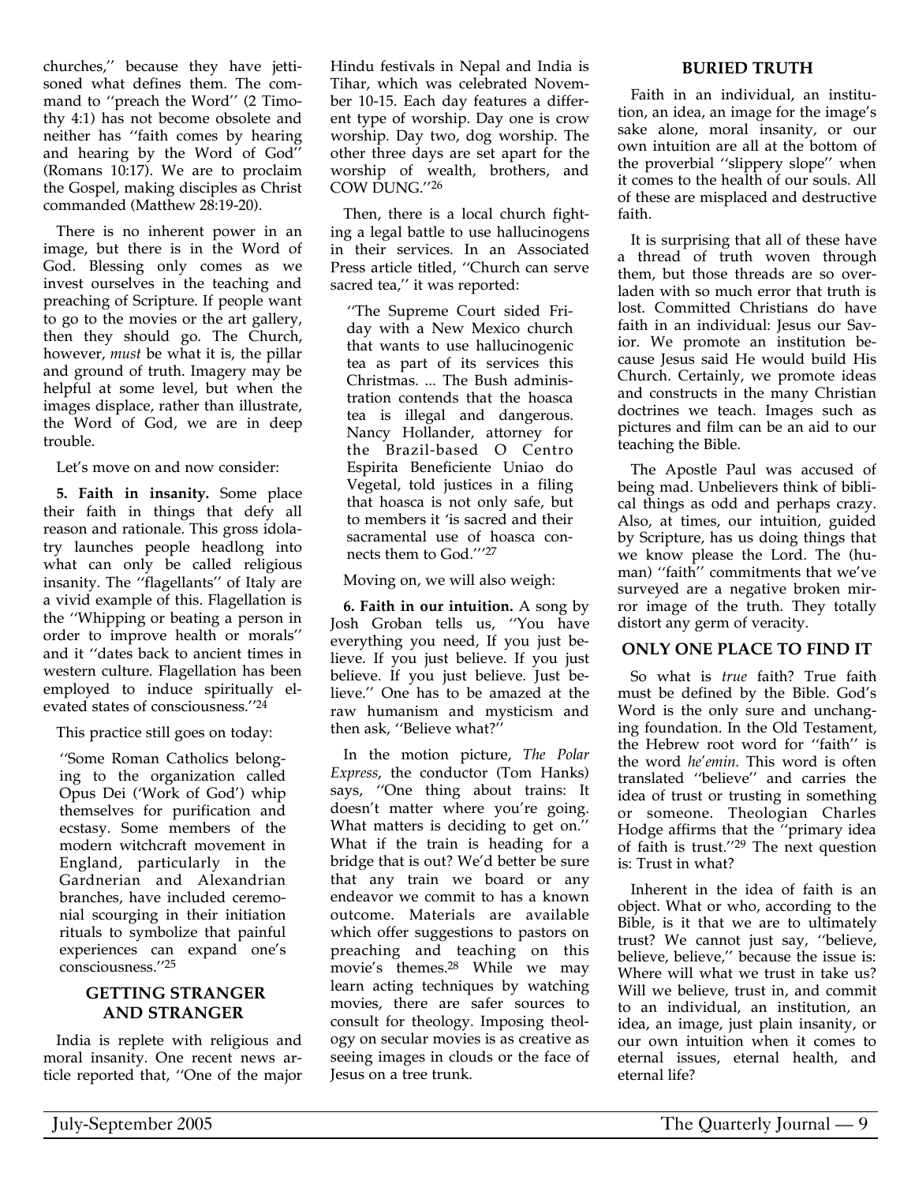churches,'' because they have jettisoned what defines them. The command to ''preach the Word'' (2 Timothy 4:1) has not become obsolete and neither has ''faith comes by hearing and hearing by the Word of God'' (Romans 10:17). We are to proclaim the Gospel, making disciples as Christ commanded (Matthew 28:19-20).

There is no inherent power in an image, but there is in the Word of God. Blessing only comes as we invest ourselves in the teaching and preaching of Scripture. If people want to go to the movies or the art gallery, then they should go. The Church, however, *must* be what it is, the pillar and ground of truth. Imagery may be helpful at some level, but when the images displace, rather than illustrate, the Word of God, we are in deep trouble.

Let's move on and now consider:

**5. Faith in insanity.** Some place their faith in things that defy all reason and rationale. This gross idolatry launches people headlong into what can only be called religious insanity. The ''flagellants'' of Italy are a vivid example of this. Flagellation is the ''Whipping or beating a person in order to improve health or morals'' and it ''dates back to ancient times in western culture. Flagellation has been employed to induce spiritually elevated states of consciousness.''[24]

This practice still goes on today:

> ''Some Roman Catholics belonging to the organization called Opus Dei ('Work of God') whip themselves for purification and ecstasy. Some members of the modern witchcraft movement in England, particularly in the Gardnerian and Alexandrian branches, have included ceremonial scourging in their initiation rituals to symbolize that painful experiences can expand one's consciousness.''[25]

### GETTING STRANGER AND STRANGER

India is replete with religious and moral insanity. One recent news article reported that, ''One of the major Hindu festivals in Nepal and India is Tihar, which was celebrated November 10-15. Each day features a different type of worship. Day one is crow worship. Day two, dog worship. The other three days are set apart for the worship of wealth, brothers, and COW DUNG.''[26]

Then, there is a local church fighting a legal battle to use hallucinogens in their services. In an Associated Press article titled, ''Church can serve sacred tea,'' it was reported:

> ''The Supreme Court sided Friday with a New Mexico church that wants to use hallucinogenic tea as part of its services this Christmas. ... The Bush administration contends that the hoasca tea is illegal and dangerous. Nancy Hollander, attorney for the Brazil-based O Centro Espirita Beneficiente Uniao do Vegetal, told justices in a filing that hoasca is not only safe, but to members it 'is sacred and their sacramental use of hoasca connects them to God.'''[27]

Moving on, we will also weigh:

**6. Faith in our intuition.** A song by Josh Groban tells us, ''You have everything you need, If you just believe. If you just believe. If you just believe. If you just believe. Just believe.'' One has to be amazed at the raw humanism and mysticism and then ask, ''Believe what?''

In the motion picture, *The Polar Express*, the conductor (Tom Hanks) says, ''One thing about trains: It doesn't matter where you're going. What matters is deciding to get on.'' What if the train is heading for a bridge that is out? We'd better be sure that any train we board or any endeavor we commit to has a known outcome. Materials are available which offer suggestions to pastors on preaching and teaching on this movie's themes.[28] While we may learn acting techniques by watching movies, there are safer sources to consult for theology. Imposing theology on secular movies is as creative as seeing images in clouds or the face of Jesus on a tree trunk.

### BURIED TRUTH

Faith in an individual, an institution, an idea, an image for the image's sake alone, moral insanity, or our own intuition are all at the bottom of the proverbial ''slippery slope'' when it comes to the health of our souls. All of these are misplaced and destructive faith.

It is surprising that all of these have a thread of truth woven through them, but those threads are so overladen with so much error that truth is lost. Committed Christians do have faith in an individual: Jesus our Savior. We promote an institution because Jesus said He would build His Church. Certainly, we promote ideas and constructs in the many Christian doctrines we teach. Images such as pictures and film can be an aid to our teaching the Bible.

The Apostle Paul was accused of being mad. Unbelievers think of biblical things as odd and perhaps crazy. Also, at times, our intuition, guided by Scripture, has us doing things that we know please the Lord. The (human) ''faith'' commitments that we've surveyed are a negative broken mirror image of the truth. They totally distort any germ of veracity.

### ONLY ONE PLACE TO FIND IT

So what is *true* faith? True faith must be defined by the Bible. God's Word is the only sure and unchanging foundation. In the Old Testament, the Hebrew root word for ''faith'' is the word *he'emin*. This word is often translated ''believe'' and carries the idea of trust or trusting in something or someone. Theologian Charles Hodge affirms that the ''primary idea of faith is trust.''[29] The next question is: Trust in what?

Inherent in the idea of faith is an object. What or who, according to the Bible, is it that we are to ultimately trust? We cannot just say, ''believe, believe, believe,'' because the issue is: Where will what we trust in take us? Will we believe, trust in, and commit to an individual, an institution, an idea, an image, just plain insanity, or our own intuition when it comes to eternal issues, eternal health, and eternal life?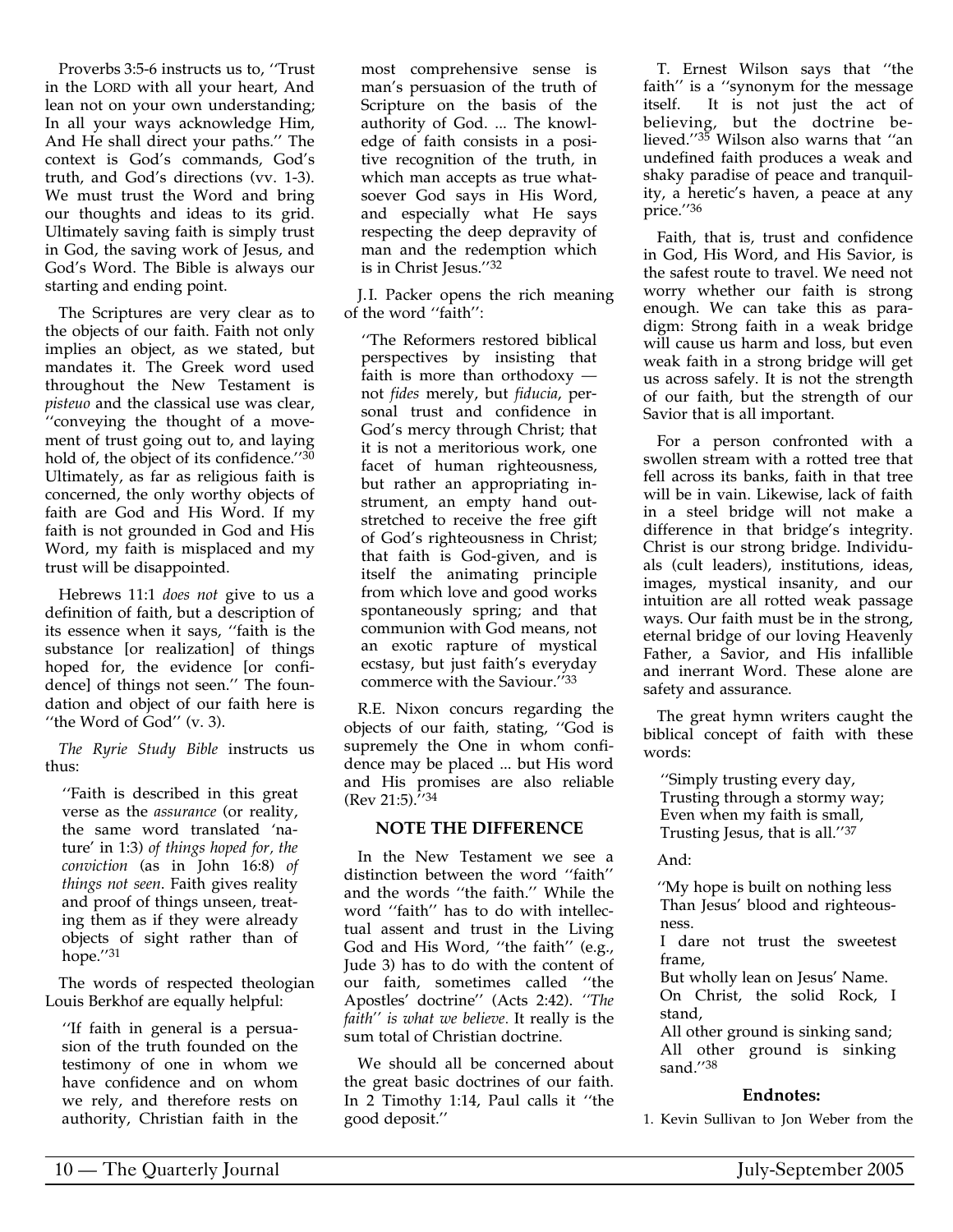Proverbs 3:5-6 instructs us to, ''Trust in the LORD with all your heart, And lean not on your own understanding; In all your ways acknowledge Him, And He shall direct your paths.'' The context is God's commands, God's truth, and God's directions (vv. 1-3). We must trust the Word and bring our thoughts and ideas to its grid. Ultimately saving faith is simply trust in God, the saving work of Jesus, and God's Word. The Bible is always our starting and ending point.

The Scriptures are very clear as to the objects of our faith. Faith not only implies an object, as we stated, but mandates it. The Greek word used throughout the New Testament is *pisteuo* and the classical use was clear, ''conveying the thought of a movement of trust going out to, and laying hold of, the object of its confidence.''[30] Ultimately, as far as religious faith is concerned, the only worthy objects of faith are God and His Word. If my faith is not grounded in God and His Word, my faith is misplaced and my trust will be disappointed.

Hebrews 11:1 *does not* give to us a definition of faith, but a description of its essence when it says, ''faith is the substance [or realization] of things hoped for, the evidence [or confidence] of things not seen.'' The foundation and object of our faith here is ''the Word of God'' (v. 3).

*The Ryrie Study Bible* instructs us thus:

> ''Faith is described in this great verse as the *assurance* (or reality, the same word translated 'nature' in 1:3) *of things hoped for, the conviction* (as in John 16:8) *of things not seen*. Faith gives reality and proof of things unseen, treating them as if they were already objects of sight rather than of hope.''[31]

The words of respected theologian Louis Berkhof are equally helpful:

> ''If faith in general is a persuasion of the truth founded on the testimony of one in whom we have confidence and on whom we rely, and therefore rests on authority, Christian faith in the most comprehensive sense is man's persuasion of the truth of Scripture on the basis of the authority of God. ... The knowledge of faith consists in a positive recognition of the truth, in which man accepts as true whatsoever God says in His Word, and especially what He says respecting the deep depravity of man and the redemption which is in Christ Jesus.''[32]

J.I. Packer opens the rich meaning of the word ''faith'':

> ''The Reformers restored biblical perspectives by insisting that faith is more than orthodoxy — not *fides* merely, but *fiducia*, personal trust and confidence in God's mercy through Christ; that it is not a meritorious work, one facet of human righteousness, but rather an appropriating instrument, an empty hand outstretched to receive the free gift of God's righteousness in Christ; that faith is God-given, and is itself the animating principle from which love and good works spontaneously spring; and that communion with God means, not an exotic rapture of mystical ecstasy, but just faith's everyday commerce with the Saviour.''[33]

R.E. Nixon concurs regarding the objects of our faith, stating, ''God is supremely the One in whom confidence may be placed ... but His word and His promises are also reliable (Rev 21:5).''[34]

### NOTE THE DIFFERENCE

In the New Testament we see a distinction between the word ''faith'' and the words ''the faith.'' While the word ''faith'' has to do with intellectual assent and trust in the Living God and His Word, ''the faith'' (e.g., Jude 3) has to do with the content of our faith, sometimes called ''the Apostles' doctrine'' (Acts 2:42). *''The faith'' is what we believe.* It really is the sum total of Christian doctrine.

We should all be concerned about the great basic doctrines of our faith. In 2 Timothy 1:14, Paul calls it ''the good deposit.''

T. Ernest Wilson says that ''the faith'' is a ''synonym for the message itself. It is not just the act of believing, but the doctrine believed.''[35] Wilson also warns that ''an undefined faith produces a weak and shaky paradise of peace and tranquility, a heretic's haven, a peace at any price.''[36]

Faith, that is, trust and confidence in God, His Word, and His Savior, is the safest route to travel. We need not worry whether our faith is strong enough. We can take this as paradigm: Strong faith in a weak bridge will cause us harm and loss, but even weak faith in a strong bridge will get us across safely. It is not the strength of our faith, but the strength of our Savior that is all important.

For a person confronted with a swollen stream with a rotted tree that fell across its banks, faith in that tree will be in vain. Likewise, lack of faith in a steel bridge will not make a difference in that bridge's integrity. Christ is our strong bridge. Individuals (cult leaders), institutions, ideas, images, mystical insanity, and our intuition are all rotted weak passage ways. Our faith must be in the strong, eternal bridge of our loving Heavenly Father, a Savior, and His infallible and inerrant Word. These alone are safety and assurance.

The great hymn writers caught the biblical concept of faith with these words:

> ''Simply trusting every day,
> Trusting through a stormy way;
> Even when my faith is small,
> Trusting Jesus, that is all.''[37]

And:

> ''My hope is built on nothing less
> Than Jesus' blood and righteousness.
> I dare not trust the sweetest frame,
> But wholly lean on Jesus' Name.
> On Christ, the solid Rock, I stand,
> All other ground is sinking sand;
> All other ground is sinking sand.''[38]

#### Endnotes:

1. Kevin Sullivan to Jon Weber from the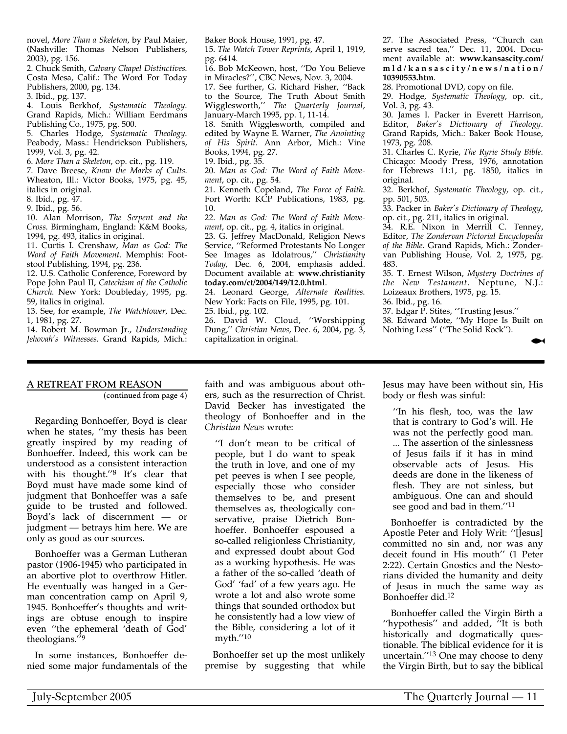novel, *More Than a Skeleton*, by Paul Maier, (Nashville: Thomas Nelson Publishers, 2003), pg. 156.

2. Chuck Smith, *Calvary Chapel Distinctives*. Costa Mesa, Calif.: The Word For Today Publishers, 2000, pg. 134.

3. Ibid., pg. 137.

4. Louis Berkhof, *Systematic Theology*. Grand Rapids, Mich.: William Eerdmans Publishing Co., 1975, pg. 500.

5. Charles Hodge, *Systematic Theology*. Peabody, Mass.: Hendrickson Publishers, 1999, Vol. 3, pg. 42.

6. *More Than a Skeleton*, op. cit., pg. 119.

7. Dave Breese, *Know the Marks of Cults*. Wheaton, Ill.: Victor Books, 1975, pg. 45, italics in original.

8. Ibid., pg. 47.

9. Ibid., pg. 56.

10. Alan Morrison, *The Serpent and the Cross*. Birmingham, England: K&M Books, 1994, pg. 493, italics in original.

11. Curtis I. Crenshaw, *Man as God: The Word of Faith Movement*. Memphis: Footstool Publishing, 1994, pg. 236.

12. U.S. Catholic Conference, Foreword by Pope John Paul II, *Catechism of the Catholic Church*. New York: Doubleday, 1995, pg. 59, italics in original.

13. See, for example, *The Watchtower*, Dec. 1, 1981, pg. 27.

14. Robert M. Bowman Jr., *Understanding Jehovah's Witnesses*. Grand Rapids, Mich.: Baker Book House, 1991, pg. 47.

15. *The Watch Tower Reprints*, April 1, 1919, pg. 6414.

16. Bob McKeown, host, ''Do You Believe in Miracles?'', CBC News, Nov. 3, 2004.

17. See further, G. Richard Fisher, ''Back to the Source, The Truth About Smith Wigglesworth,'' *The Quarterly Journal*, January-March 1995, pp. 1, 11-14.

18. Smith Wigglesworth, compiled and edited by Wayne E. Warner, *The Anointing of His Spirit*. Ann Arbor, Mich.: Vine Books, 1994, pg. 27.

19. Ibid., pg. 35.

20. *Man as God: The Word of Faith Movement*, op. cit., pg. 54.

21. Kenneth Copeland, *The Force of Faith*. Fort Worth: KCP Publications, 1983, pg. 10.

22. *Man as God: The Word of Faith Movement*, op. cit., pg. 4, italics in original.

23. G. Jeffrey MacDonald, Religion News Service, ''Reformed Protestants No Longer See Images as Idolatrous,'' *Christianity Today*, Dec. 6, 2004, emphasis added. Document available at: **www.christianitytoday.com/ct/2004/149/12.0.html**.

24. Leonard George, *Alternate Realities*. New York: Facts on File, 1995, pg. 101.

25. Ibid., pg. 102.

26. David W. Cloud, ''Worshipping Dung,'' *Christian News*, Dec. 6, 2004, pg. 3, capitalization in original.

27. The Associated Press, ''Church can serve sacred tea,'' Dec. 11, 2004. Document available at: **www.kansascity.com/mld/kansascity/news/nation/10390553.htm**.

28. Promotional DVD, copy on file.

29. Hodge, *Systematic Theology*, op. cit., Vol. 3, pg. 43.

30. James I. Packer in Everett Harrison, Editor, *Baker's Dictionary of Theology*. Grand Rapids, Mich.: Baker Book House, 1973, pg. 208.

31. Charles C. Ryrie, *The Ryrie Study Bible*. Chicago: Moody Press, 1976, annotation for Hebrews 11:1, pg. 1850, italics in original.

32. Berkhof, *Systematic Theology*, op. cit., pp. 501, 503.

33. Packer in *Baker's Dictionary of Theology*, op. cit., pg. 211, italics in original.

34. R.E. Nixon in Merrill C. Tenney, Editor, *The Zondervan Pictorial Encyclopedia of the Bible*. Grand Rapids, Mich.: Zondervan Publishing House, Vol. 2, 1975, pg. 483.

35. T. Ernest Wilson, *Mystery Doctrines of the New Testament*. Neptune, N.J.: Loizeaux Brothers, 1975, pg. 15.

36. Ibid., pg. 16.

37. Edgar P. Stites, ''Trusting Jesus.''

38. Edward Mote, ''My Hope Is Built on Nothing Less'' (''The Solid Rock'').

---

## A RETREAT FROM REASON

(continued from page 4)

Regarding Bonhoeffer, Boyd is clear when he states, ''my thesis has been greatly inspired by my reading of Bonhoeffer. Indeed, this work can be understood as a consistent interaction with his thought.''[8] It's clear that Boyd must have made some kind of judgment that Bonhoeffer was a safe guide to be trusted and followed. Boyd's lack of discernment — or judgment — betrays him here. We are only as good as our sources.

Bonhoeffer was a German Lutheran pastor (1906-1945) who participated in an abortive plot to overthrow Hitler. He eventually was hanged in a German concentration camp on April 9, 1945. Bonhoeffer's thoughts and writings are obtuse enough to inspire even ''the ephemeral 'death of God' theologians.''[9]

In some instances, Bonhoeffer denied some major fundamentals of the faith and was ambiguous about others, such as the resurrection of Christ. David Becker has investigated the theology of Bonhoeffer and in the *Christian News* wrote:

> ''I don't mean to be critical of people, but I do want to speak the truth in love, and one of my pet peeves is when I see people, especially those who consider themselves to be, and present themselves as, theologically conservative, praise Dietrich Bonhoeffer. Bonhoeffer espoused a so-called religionless Christianity, and expressed doubt about God as a working hypothesis. He was a father of the so-called 'death of God' 'fad' of a few years ago. He wrote a lot and also wrote some things that sounded orthodox but he consistently had a low view of the Bible, considering a lot of it myth.''[10]

Bonhoeffer set up the most unlikely premise by suggesting that while Jesus may have been without sin, His body or flesh was sinful:

> ''In his flesh, too, was the law that is contrary to God's will. He was not the perfectly good man. ... The assertion of the sinlessness of Jesus fails if it has in mind observable acts of Jesus. His deeds are done in the likeness of flesh. They are not sinless, but ambiguous. One can and should see good and bad in them.''[11]

Bonhoeffer is contradicted by the Apostle Peter and Holy Writ: ''[Jesus] committed no sin and, nor was any deceit found in His mouth'' (1 Peter 2:22). Certain Gnostics and the Nestorians divided the humanity and deity of Jesus in much the same way as Bonhoeffer did.[12]

Bonhoeffer called the Virgin Birth a ''hypothesis'' and added, ''It is both historically and dogmatically questionable. The biblical evidence for it is uncertain.''[13] One may choose to deny the Virgin Birth, but to say the biblical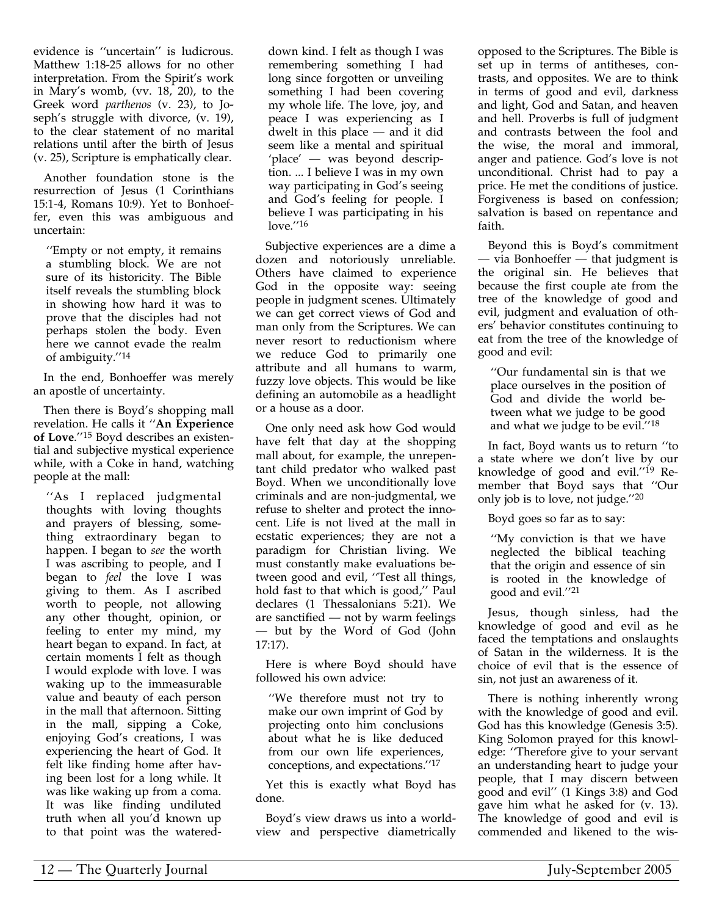evidence is ''uncertain'' is ludicrous. Matthew 1:18-25 allows for no other interpretation. From the Spirit's work in Mary's womb, (vv. 18, 20), to the Greek word *parthenos* (v. 23), to Joseph's struggle with divorce, (v. 19), to the clear statement of no marital relations until after the birth of Jesus (v. 25), Scripture is emphatically clear.

Another foundation stone is the resurrection of Jesus (1 Corinthians 15:1-4, Romans 10:9). Yet to Bonhoeffer, even this was ambiguous and uncertain:

> ''Empty or not empty, it remains a stumbling block. We are not sure of its historicity. The Bible itself reveals the stumbling block in showing how hard it was to prove that the disciples had not perhaps stolen the body. Even here we cannot evade the realm of ambiguity.''[14]

In the end, Bonhoeffer was merely an apostle of uncertainty.

Then there is Boyd's shopping mall revelation. He calls it ''**An Experience of Love**.''[15] Boyd describes an existential and subjective mystical experience while, with a Coke in hand, watching people at the mall:

> ''As I replaced judgmental thoughts with loving thoughts and prayers of blessing, something extraordinary began to happen. I began to *see* the worth I was ascribing to people, and I began to *feel* the love I was giving to them. As I ascribed worth to people, not allowing any other thought, opinion, or feeling to enter my mind, my heart began to expand. In fact, at certain moments I felt as though I would explode with love. I was waking up to the immeasurable value and beauty of each person in the mall that afternoon. Sitting in the mall, sipping a Coke, enjoying God's creations, I was experiencing the heart of God. It felt like finding home after having been lost for a long while. It was like waking up from a coma. It was like finding undiluted truth when all you'd known up to that point was the watered-down kind. I felt as though I was remembering something I had long since forgotten or unveiling something I had been covering my whole life. The love, joy, and peace I was experiencing as I dwelt in this place — and it did seem like a mental and spiritual 'place' — was beyond description. ... I believe I was in my own way participating in God's seeing and God's feeling for people. I believe I was participating in his love.''[16]

Subjective experiences are a dime a dozen and notoriously unreliable. Others have claimed to experience God in the opposite way: seeing people in judgment scenes. Ultimately we can get correct views of God and man only from the Scriptures. We can never resort to reductionism where we reduce God to primarily one attribute and all humans to warm, fuzzy love objects. This would be like defining an automobile as a headlight or a house as a door.

One only need ask how God would have felt that day at the shopping mall about, for example, the unrepentant child predator who walked past Boyd. When we unconditionally love criminals and are non-judgmental, we refuse to shelter and protect the innocent. Life is not lived at the mall in ecstatic experiences; they are not a paradigm for Christian living. We must constantly make evaluations between good and evil, ''Test all things, hold fast to that which is good,'' Paul declares (1 Thessalonians 5:21). We are sanctified — not by warm feelings — but by the Word of God (John 17:17).

Here is where Boyd should have followed his own advice:

> ''We therefore must not try to make our own imprint of God by projecting onto him conclusions about what he is like deduced from our own life experiences, conceptions, and expectations.''[17]

Yet this is exactly what Boyd has done.

Boyd's view draws us into a worldview and perspective diametrically opposed to the Scriptures. The Bible is set up in terms of antitheses, contrasts, and opposites. We are to think in terms of good and evil, darkness and light, God and Satan, and heaven and hell. Proverbs is full of judgment and contrasts between the fool and the wise, the moral and immoral, anger and patience. God's love is not unconditional. Christ had to pay a price. He met the conditions of justice. Forgiveness is based on confession; salvation is based on repentance and faith.

Beyond this is Boyd's commitment — via Bonhoeffer — that judgment is the original sin. He believes that because the first couple ate from the tree of the knowledge of good and evil, judgment and evaluation of others' behavior constitutes continuing to eat from the tree of the knowledge of good and evil:

> ''Our fundamental sin is that we place ourselves in the position of God and divide the world between what we judge to be good and what we judge to be evil.''[18]

In fact, Boyd wants us to return ''to a state where we don't live by our knowledge of good and evil.''[19] Remember that Boyd says that ''Our only job is to love, not judge.''[20]

Boyd goes so far as to say:

> ''My conviction is that we have neglected the biblical teaching that the origin and essence of sin is rooted in the knowledge of good and evil.''[21]

Jesus, though sinless, had the knowledge of good and evil as he faced the temptations and onslaughts of Satan in the wilderness. It is the choice of evil that is the essence of sin, not just an awareness of it.

There is nothing inherently wrong with the knowledge of good and evil. God has this knowledge (Genesis 3:5). King Solomon prayed for this knowledge: ''Therefore give to your servant an understanding heart to judge your people, that I may discern between good and evil'' (1 Kings 3:8) and God gave him what he asked for (v. 13). The knowledge of good and evil is commended and likened to the wis-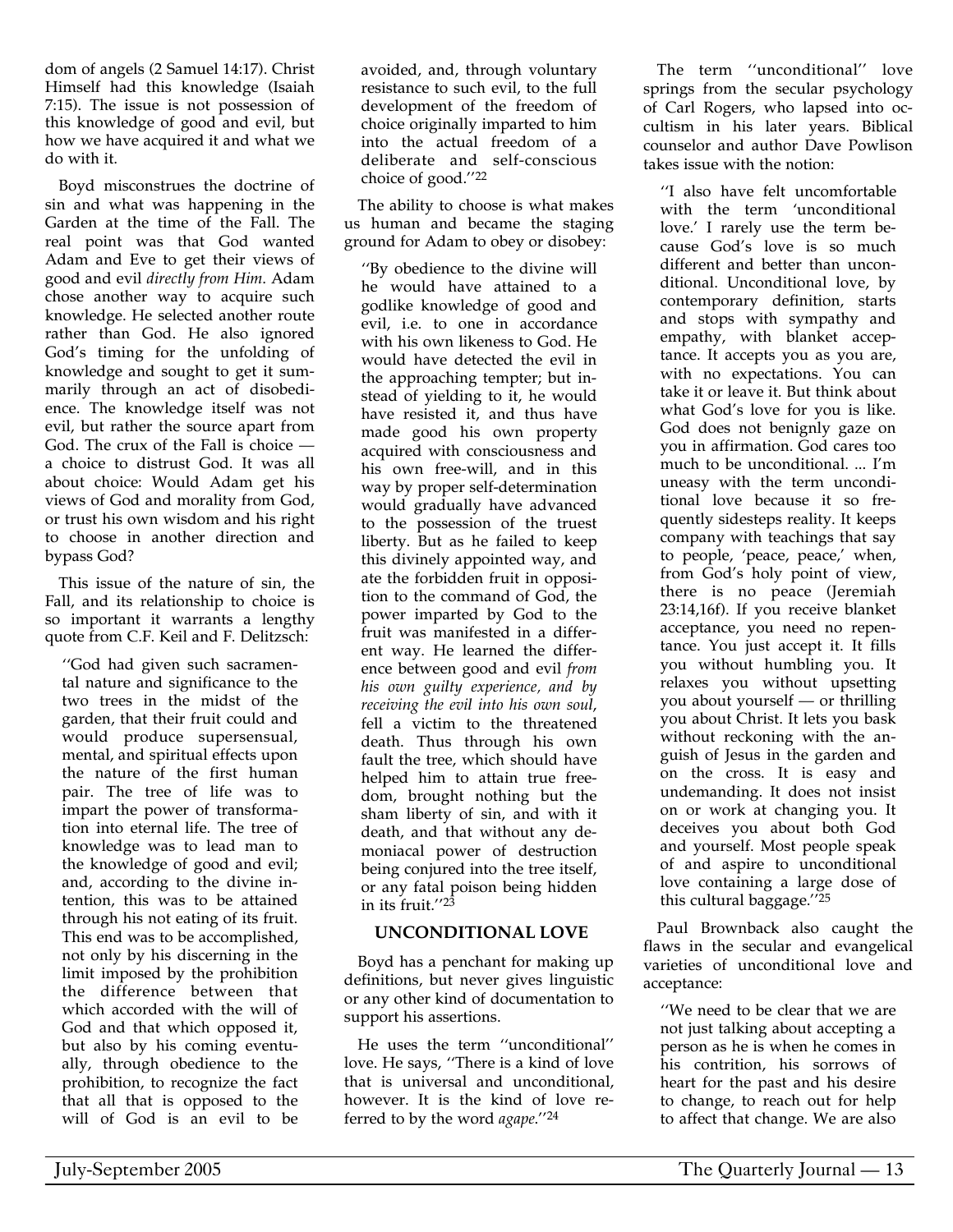dom of angels (2 Samuel 14:17). Christ Himself had this knowledge (Isaiah 7:15). The issue is not possession of this knowledge of good and evil, but how we have acquired it and what we do with it.

Boyd misconstrues the doctrine of sin and what was happening in the Garden at the time of the Fall. The real point was that God wanted Adam and Eve to get their views of good and evil *directly from Him*. Adam chose another way to acquire such knowledge. He selected another route rather than God. He also ignored God's timing for the unfolding of knowledge and sought to get it summarily through an act of disobedience. The knowledge itself was not evil, but rather the source apart from God. The crux of the Fall is choice — a choice to distrust God. It was all about choice: Would Adam get his views of God and morality from God, or trust his own wisdom and his right to choose in another direction and bypass God?

This issue of the nature of sin, the Fall, and its relationship to choice is so important it warrants a lengthy quote from C.F. Keil and F. Delitzsch:

> ''God had given such sacramental nature and significance to the two trees in the midst of the garden, that their fruit could and would produce supersensual, mental, and spiritual effects upon the nature of the first human pair. The tree of life was to impart the power of transformation into eternal life. The tree of knowledge was to lead man to the knowledge of good and evil; and, according to the divine intention, this was to be attained through his not eating of its fruit. This end was to be accomplished, not only by his discerning in the limit imposed by the prohibition the difference between that which accorded with the will of God and that which opposed it, but also by his coming eventually, through obedience to the prohibition, to recognize the fact that all that is opposed to the will of God is an evil to be avoided, and, through voluntary resistance to such evil, to the full development of the freedom of choice originally imparted to him into the actual freedom of a deliberate and self-conscious choice of good.''[22]

The ability to choose is what makes us human and became the staging ground for Adam to obey or disobey:

> ''By obedience to the divine will he would have attained to a godlike knowledge of good and evil, i.e. to one in accordance with his own likeness to God. He would have detected the evil in the approaching tempter; but instead of yielding to it, he would have resisted it, and thus have made good his own property acquired with consciousness and his own free-will, and in this way by proper self-determination would gradually have advanced to the possession of the truest liberty. But as he failed to keep this divinely appointed way, and ate the forbidden fruit in opposition to the command of God, the power imparted by God to the fruit was manifested in a different way. He learned the difference between good and evil *from his own guilty experience, and by receiving the evil into his own soul*, fell a victim to the threatened death. Thus through his own fault the tree, which should have helped him to attain true freedom, brought nothing but the sham liberty of sin, and with it death, and that without any demoniacal power of destruction being conjured into the tree itself, or any fatal poison being hidden in its fruit.''[23]

### UNCONDITIONAL LOVE

Boyd has a penchant for making up definitions, but never gives linguistic or any other kind of documentation to support his assertions.

He uses the term ''unconditional'' love. He says, ''There is a kind of love that is universal and unconditional, however. It is the kind of love referred to by the word *agape*.''[24]

The term ''unconditional'' love springs from the secular psychology of Carl Rogers, who lapsed into occultism in his later years. Biblical counselor and author Dave Powlison takes issue with the notion:

> ''I also have felt uncomfortable with the term 'unconditional love.' I rarely use the term because God's love is so much different and better than unconditional. Unconditional love, by contemporary definition, starts and stops with sympathy and empathy, with blanket acceptance. It accepts you as you are, with no expectations. You can take it or leave it. But think about what God's love for you is like. God does not benignly gaze on you in affirmation. God cares too much to be unconditional. ... I'm uneasy with the term unconditional love because it so frequently sidesteps reality. It keeps company with teachings that say to people, 'peace, peace,' when, from God's holy point of view, there is no peace (Jeremiah 23:14,16f). If you receive blanket acceptance, you need no repentance. You just accept it. It fills you without humbling you. It relaxes you without upsetting you about yourself — or thrilling you about Christ. It lets you bask without reckoning with the anguish of Jesus in the garden and on the cross. It is easy and undemanding. It does not insist on or work at changing you. It deceives you about both God and yourself. Most people speak of and aspire to unconditional love containing a large dose of this cultural baggage.''[25]

Paul Brownback also caught the flaws in the secular and evangelical varieties of unconditional love and acceptance:

> ''We need to be clear that we are not just talking about accepting a person as he is when he comes in his contrition, his sorrows of heart for the past and his desire to change, to reach out for help to affect that change. We are also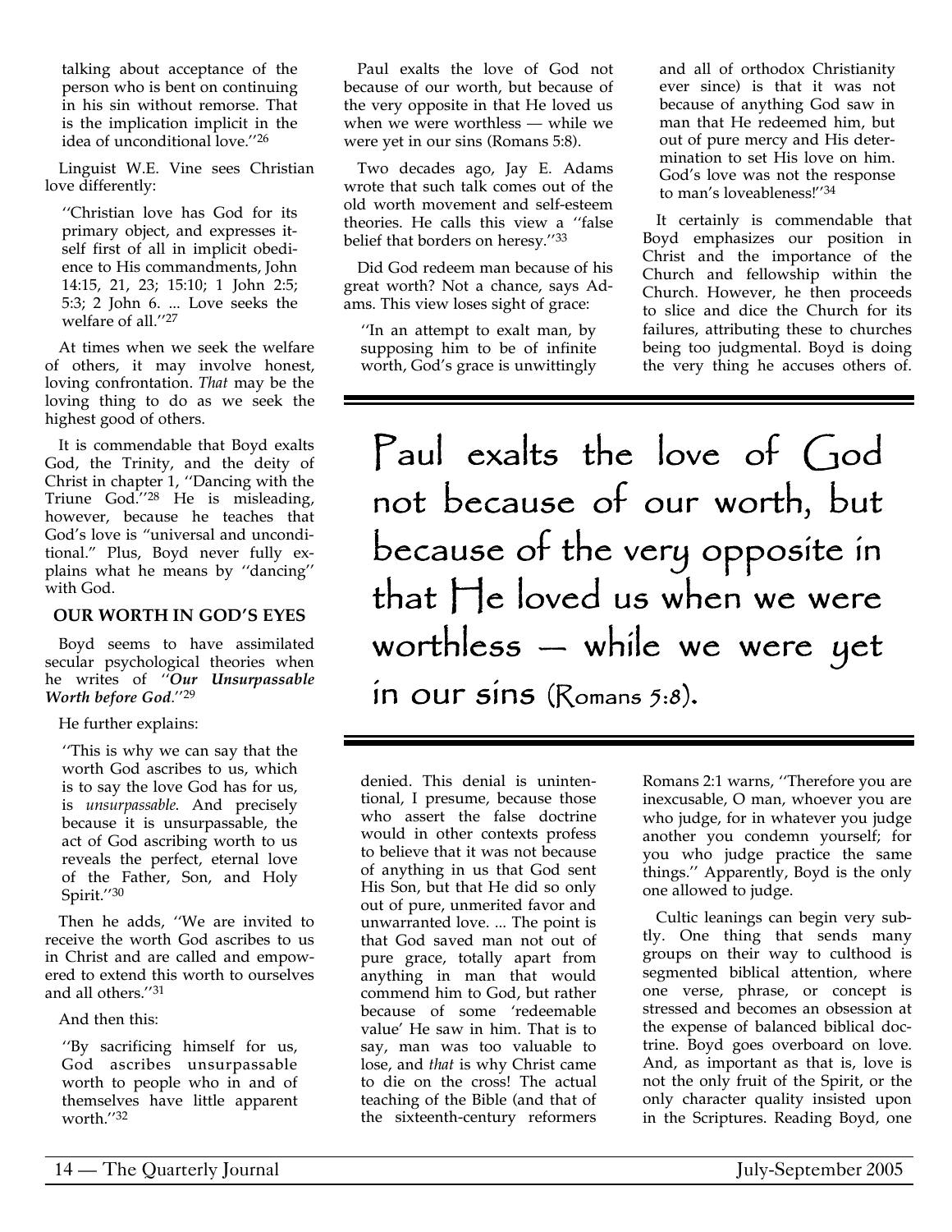talking about acceptance of the person who is bent on continuing in his sin without remorse. That is the implication implicit in the idea of unconditional love.''[26]

Linguist W.E. Vine sees Christian love differently:

> ''Christian love has God for its primary object, and expresses itself first of all in implicit obedience to His commandments, John 14:15, 21, 23; 15:10; 1 John 2:5; 5:3; 2 John 6. ... Love seeks the welfare of all.''[27]

At times when we seek the welfare of others, it may involve honest, loving confrontation. *That* may be the loving thing to do as we seek the highest good of others.

It is commendable that Boyd exalts God, the Trinity, and the deity of Christ in chapter 1, ''Dancing with the Triune God.''[28] He is misleading, however, because he teaches that God's love is "universal and unconditional." Plus, Boyd never fully explains what he means by ''dancing'' with God.

### OUR WORTH IN GOD'S EYES

Boyd seems to have assimilated secular psychological theories when he writes of ''***Our Unsurpassable Worth before God***.''[29]

He further explains:

> ''This is why we can say that the worth God ascribes to us, which is to say the love God has for us, is *unsurpassable*. And precisely because it is unsurpassable, the act of God ascribing worth to us reveals the perfect, eternal love of the Father, Son, and Holy Spirit.''[30]

Then he adds, ''We are invited to receive the worth God ascribes to us in Christ and are called and empowered to extend this worth to ourselves and all others.''[31]

And then this:

> ''By sacrificing himself for us, God ascribes unsurpassable worth to people who in and of themselves have little apparent worth.''[32]

Paul exalts the love of God not because of our worth, but because of the very opposite in that He loved us when we were worthless — while we were yet in our sins (Romans 5:8).

Two decades ago, Jay E. Adams wrote that such talk comes out of the old worth movement and self-esteem theories. He calls this view a ''false belief that borders on heresy.''[33]

Did God redeem man because of his great worth? Not a chance, says Adams. This view loses sight of grace:

> ''In an attempt to exalt man, by supposing him to be of infinite worth, God's grace is unwittingly denied. This denial is unintentional, I presume, because those who assert the false doctrine would in other contexts profess to believe that it was not because of anything in us that God sent His Son, but that He did so only out of pure, unmerited favor and unwarranted love. ... The point is that God saved man not out of pure grace, totally apart from anything in man that would commend him to God, but rather because of some 'redeemable value' He saw in him. That is to say, man was too valuable to lose, and *that* is why Christ came to die on the cross! The actual teaching of the Bible (and that of the sixteenth-century reformers and all of orthodox Christianity ever since) is that it was not because of anything God saw in man that He redeemed him, but out of pure mercy and His determination to set His love on him. God's love was not the response to man's loveableness!''[34]

It certainly is commendable that Boyd emphasizes our position in Christ and the importance of the Church and fellowship within the Church. However, he then proceeds to slice and dice the Church for its failures, attributing these to churches being too judgmental. Boyd is doing the very thing he accuses others of. Romans 2:1 warns, ''Therefore you are inexcusable, O man, whoever you are who judge, for in whatever you judge another you condemn yourself; for you who judge practice the same things.'' Apparently, Boyd is the only one allowed to judge.

> Paul exalts the love of God not because of our worth, but because of the very opposite in that He loved us when we were worthless — while we were yet in our sins (Romans 5:8).

Cultic leanings can begin very subtly. One thing that sends many groups on their way to culthood is segmented biblical attention, where one verse, phrase, or concept is stressed and becomes an obsession at the expense of balanced biblical doctrine. Boyd goes overboard on love. And, as important as that is, love is not the only fruit of the Spirit, or the only character quality insisted upon in the Scriptures. Reading Boyd, one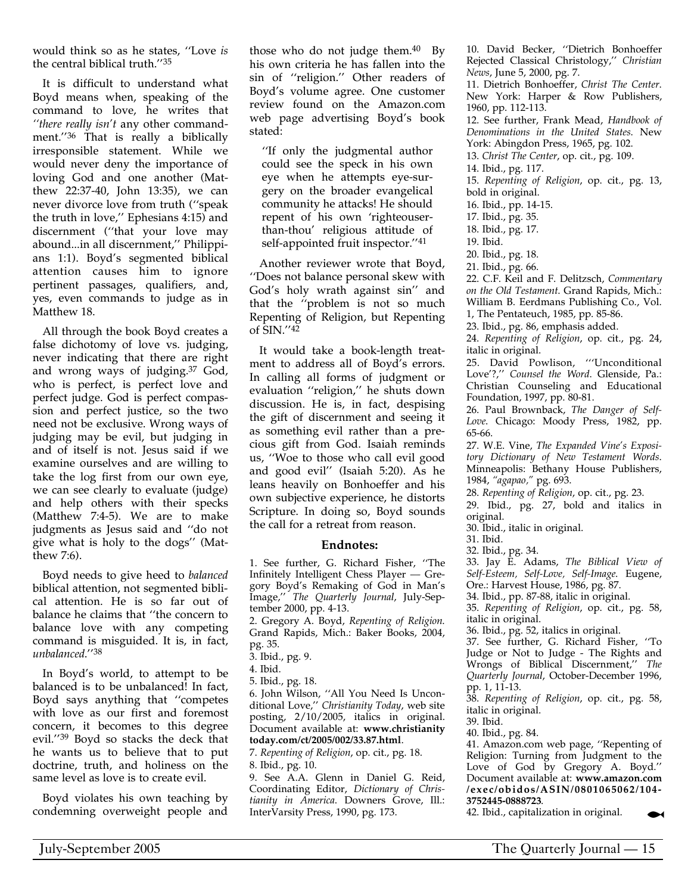would think so as he states, "Love *is* the central biblical truth."[35]

It is difficult to understand what Boyd means when, speaking of the command to love, he writes that *"there really isn't* any other commandment."[36] That is really a biblically irresponsible statement. While we would never deny the importance of loving God and one another (Matthew 22:37-40, John 13:35), we can never divorce love from truth ("speak the truth in love," Ephesians 4:15) and discernment ("that your love may abound...in all discernment," Philippians 1:1). Boyd's segmented biblical attention causes him to ignore pertinent passages, qualifiers, and, yes, even commands to judge as in Matthew 18.

All through the book Boyd creates a false dichotomy of love vs. judging, never indicating that there are right and wrong ways of judging.[37] God, who is perfect, is perfect love and perfect judge. God is perfect compassion and perfect justice, so the two need not be exclusive. Wrong ways of judging may be evil, but judging in and of itself is not. Jesus said if we examine ourselves and are willing to take the log first from our own eye, we can see clearly to evaluate (judge) and help others with their specks (Matthew 7:4-5). We are to make judgments as Jesus said and "do not give what is holy to the dogs" (Matthew 7:6).

Boyd needs to give heed to *balanced* biblical attention, not segmented biblical attention. He is so far out of balance he claims that "the concern to balance love with any competing command is misguided. It is, in fact, *unbalanced*."[38]

In Boyd's world, to attempt to be balanced is to be unbalanced! In fact, Boyd says anything that "competes with love as our first and foremost concern, it becomes to this degree evil."[39] Boyd so stacks the deck that he wants us to believe that to put doctrine, truth, and holiness on the same level as love is to create evil.

Boyd violates his own teaching by condemning overweight people and those who do not judge them.[40] By his own criteria he has fallen into the sin of "religion." Other readers of Boyd's volume agree. One customer review found on the Amazon.com web page advertising Boyd's book stated:

> "If only the judgmental author could see the speck in his own eye when he attempts eye-surgery on the broader evangelical community he attacks! He should repent of his own 'righteouser-than-thou' religious attitude of self-appointed fruit inspector."[41]

Another reviewer wrote that Boyd, "Does not balance personal skew with God's holy wrath against sin" and that the "problem is not so much Repenting of Religion, but Repenting of SIN."[42]

It would take a book-length treatment to address all of Boyd's errors. In calling all forms of judgment or evaluation "religion," he shuts down discussion. He is, in fact, despising the gift of discernment and seeing it as something evil rather than a precious gift from God. Isaiah reminds us, "Woe to those who call evil good and good evil" (Isaiah 5:20). As he leans heavily on Bonhoeffer and his own subjective experience, he distorts Scripture. In doing so, Boyd sounds the call for a retreat from reason.

### Endnotes:

1. See further, G. Richard Fisher, "The Infinitely Intelligent Chess Player — Gregory Boyd's Remaking of God in Man's Image," *The Quarterly Journal*, July-September 2000, pp. 4-13.
2. Gregory A. Boyd, *Repenting of Religion*. Grand Rapids, Mich.: Baker Books, 2004, pg. 35.
3. Ibid., pg. 9.
4. Ibid.
5. Ibid., pg. 18.
6. John Wilson, "All You Need Is Unconditional Love," *Christianity Today*, web site posting, 2/10/2005, italics in original. Document available at: **www.christianity today.com/ct/2005/002/33.87.html**.
7. *Repenting of Religion*, op. cit., pg. 18.
8. Ibid., pg. 10.
9. See A.A. Glenn in Daniel G. Reid, Coordinating Editor, *Dictionary of Christianity in America*. Downers Grove, Ill.: InterVarsity Press, 1990, pg. 173.
10. David Becker, "Dietrich Bonhoeffer Rejected Classical Christology," *Christian News*, June 5, 2000, pg. 7.
11. Dietrich Bonhoeffer, *Christ The Center*. New York: Harper & Row Publishers, 1960, pp. 112-113.
12. See further, Frank Mead, *Handbook of Denominations in the United States*. New York: Abingdon Press, 1965, pg. 102.
13. *Christ The Center*, op. cit., pg. 109.
14. Ibid., pg. 117.
15. *Repenting of Religion*, op. cit., pg. 13, bold in original.
16. Ibid., pp. 14-15.
17. Ibid., pg. 35.
18. Ibid., pg. 17.
19. Ibid.
20. Ibid., pg. 18.
21. Ibid., pg. 66.
22. C.F. Keil and F. Delitzsch, *Commentary on the Old Testament*. Grand Rapids, Mich.: William B. Eerdmans Publishing Co., Vol. 1, The Pentateuch, 1985, pp. 85-86.
23. Ibid., pg. 86, emphasis added.
24. *Repenting of Religion*, op. cit., pg. 24, italic in original.
25. David Powlison, "'Unconditional Love'?," *Counsel the Word*. Glenside, Pa.: Christian Counseling and Educational Foundation, 1997, pp. 80-81.
26. Paul Brownback, *The Danger of Self-Love*. Chicago: Moody Press, 1982, pp. 65-66.
27. W.E. Vine, *The Expanded Vine's Expository Dictionary of New Testament Words*. Minneapolis: Bethany House Publishers, 1984, *"agapao,"* pg. 693.
28. *Repenting of Religion*, op. cit., pg. 23.
29. Ibid., pg. 27, bold and italics in original.
30. Ibid., italic in original.
31. Ibid.
32. Ibid., pg. 34.
33. Jay E. Adams, *The Biblical View of Self-Esteem, Self-Love, Self-Image*. Eugene, Ore.: Harvest House, 1986, pg. 87.
34. Ibid., pp. 87-88, italic in original.
35. *Repenting of Religion*, op. cit., pg. 58, italic in original.
36. Ibid., pg. 52, italics in original.
37. See further, G. Richard Fisher, "To Judge or Not to Judge - The Rights and Wrongs of Biblical Discernment," *The Quarterly Journal*, October-December 1996, pp. 1, 11-13.
38. *Repenting of Religion*, op. cit., pg. 58, italic in original.
39. Ibid.
40. Ibid., pg. 84.
41. Amazon.com web page, "Repenting of Religion: Turning from Judgment to the Love of God by Gregory A. Boyd." Document available at: **www.amazon.com/exec/obidos/ASIN/0801065062/104-3752445-0888723**.
42. Ibid., capitalization in original.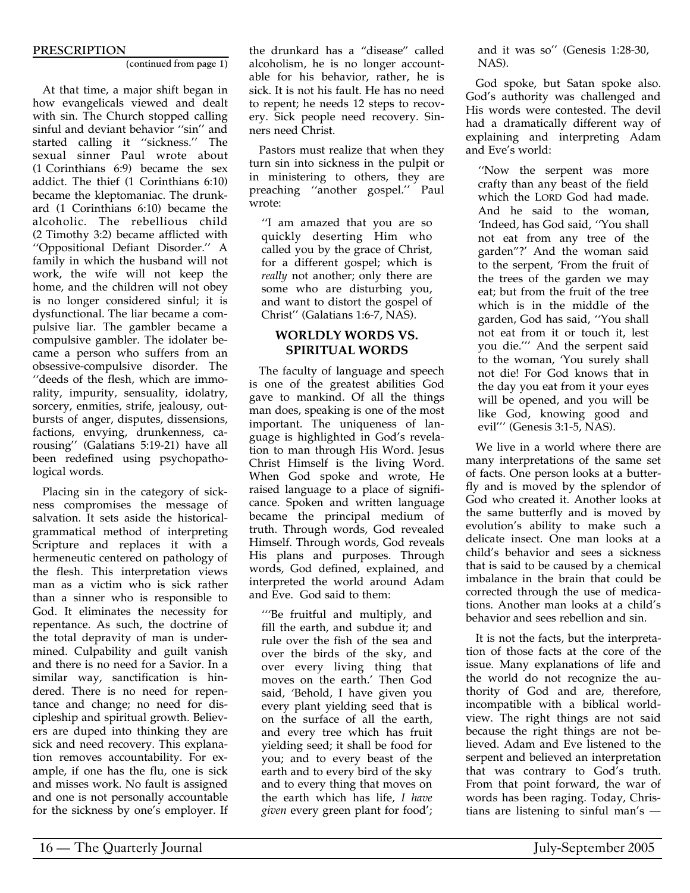**PRESCRIPTION**

(continued from page 1)

At that time, a major shift began in how evangelicals viewed and dealt with sin. The Church stopped calling sinful and deviant behavior ''sin'' and started calling it ''sickness.'' The sexual sinner Paul wrote about (1 Corinthians 6:9) became the sex addict. The thief (1 Corinthians 6:10) became the kleptomaniac. The drunkard (1 Corinthians 6:10) became the alcoholic. The rebellious child (2 Timothy 3:2) became afflicted with ''Oppositional Defiant Disorder.'' A family in which the husband will not work, the wife will not keep the home, and the children will not obey is no longer considered sinful; it is dysfunctional. The liar became a compulsive liar. The gambler became a compulsive gambler. The idolater became a person who suffers from an obsessive-compulsive disorder. The ''deeds of the flesh, which are immorality, impurity, sensuality, idolatry, sorcery, enmities, strife, jealousy, outbursts of anger, disputes, dissensions, factions, envying, drunkenness, carousing'' (Galatians 5:19-21) have all been redefined using psychopathological words.

Placing sin in the category of sickness compromises the message of salvation. It sets aside the historical-grammatical method of interpreting Scripture and replaces it with a hermeneutic centered on pathology of the flesh. This interpretation views man as a victim who is sick rather than a sinner who is responsible to God. It eliminates the necessity for repentance. As such, the doctrine of the total depravity of man is undermined. Culpability and guilt vanish and there is no need for a Savior. In a similar way, sanctification is hindered. There is no need for repentance and change; no need for discipleship and spiritual growth. Believers are duped into thinking they are sick and need recovery. This explanation removes accountability. For example, if one has the flu, one is sick and misses work. No fault is assigned and one is not personally accountable for the sickness by one's employer. If the drunkard has a ''disease'' called alcoholism, he is no longer accountable for his behavior, rather, he is sick. It is not his fault. He has no need to repent; he needs 12 steps to recovery. Sick people need recovery. Sinners need Christ.

Pastors must realize that when they turn sin into sickness in the pulpit or in ministering to others, they are preaching ''another gospel.'' Paul wrote:

> ''I am amazed that you are so quickly deserting Him who called you by the grace of Christ, for a different gospel; which is *really* not another; only there are some who are disturbing you, and want to distort the gospel of Christ'' (Galatians 1:6-7, NAS).

## WORLDLY WORDS VS. SPIRITUAL WORDS

The faculty of language and speech is one of the greatest abilities God gave to mankind. Of all the things man does, speaking is one of the most important. The uniqueness of language is highlighted in God's revelation to man through His Word. Jesus Christ Himself is the living Word. When God spoke and wrote, He raised language to a place of significance. Spoken and written language became the principal medium of truth. Through words, God revealed Himself. Through words, God reveals His plans and purposes. Through words, God defined, explained, and interpreted the world around Adam and Eve. God said to them:

> '''Be fruitful and multiply, and fill the earth, and subdue it; and rule over the fish of the sea and over the birds of the sky, and over every living thing that moves on the earth.' Then God said, 'Behold, I have given you every plant yielding seed that is on the surface of all the earth, and every tree which has fruit yielding seed; it shall be food for you; and to every beast of the earth and to every bird of the sky and to every thing that moves on the earth which has life, *I have given* every green plant for food'; and it was so'' (Genesis 1:28-30, NAS).

God spoke, but Satan spoke also. God's authority was challenged and His words were contested. The devil had a dramatically different way of explaining and interpreting Adam and Eve's world:

> ''Now the serpent was more crafty than any beast of the field which the LORD God had made. And he said to the woman, 'Indeed, has God said, ''You shall not eat from any tree of the garden''?' And the woman said to the serpent, 'From the fruit of the trees of the garden we may eat; but from the fruit of the tree which is in the middle of the garden, God has said, ''You shall not eat from it or touch it, lest you die.''' And the serpent said to the woman, 'You surely shall not die! For God knows that in the day you eat from it your eyes will be opened, and you will be like God, knowing good and evil''' (Genesis 3:1-5, NAS).

We live in a world where there are many interpretations of the same set of facts. One person looks at a butterfly and is moved by the splendor of God who created it. Another looks at the same butterfly and is moved by evolution's ability to make such a delicate insect. One man looks at a child's behavior and sees a sickness that is said to be caused by a chemical imbalance in the brain that could be corrected through the use of medications. Another man looks at a child's behavior and sees rebellion and sin.

It is not the facts, but the interpretation of those facts at the core of the issue. Many explanations of life and the world do not recognize the authority of God and are, therefore, incompatible with a biblical worldview. The right things are not said because the right things are not believed. Adam and Eve listened to the serpent and believed an interpretation that was contrary to God's truth. From that point forward, the war of words has been raging. Today, Christians are listening to sinful man's —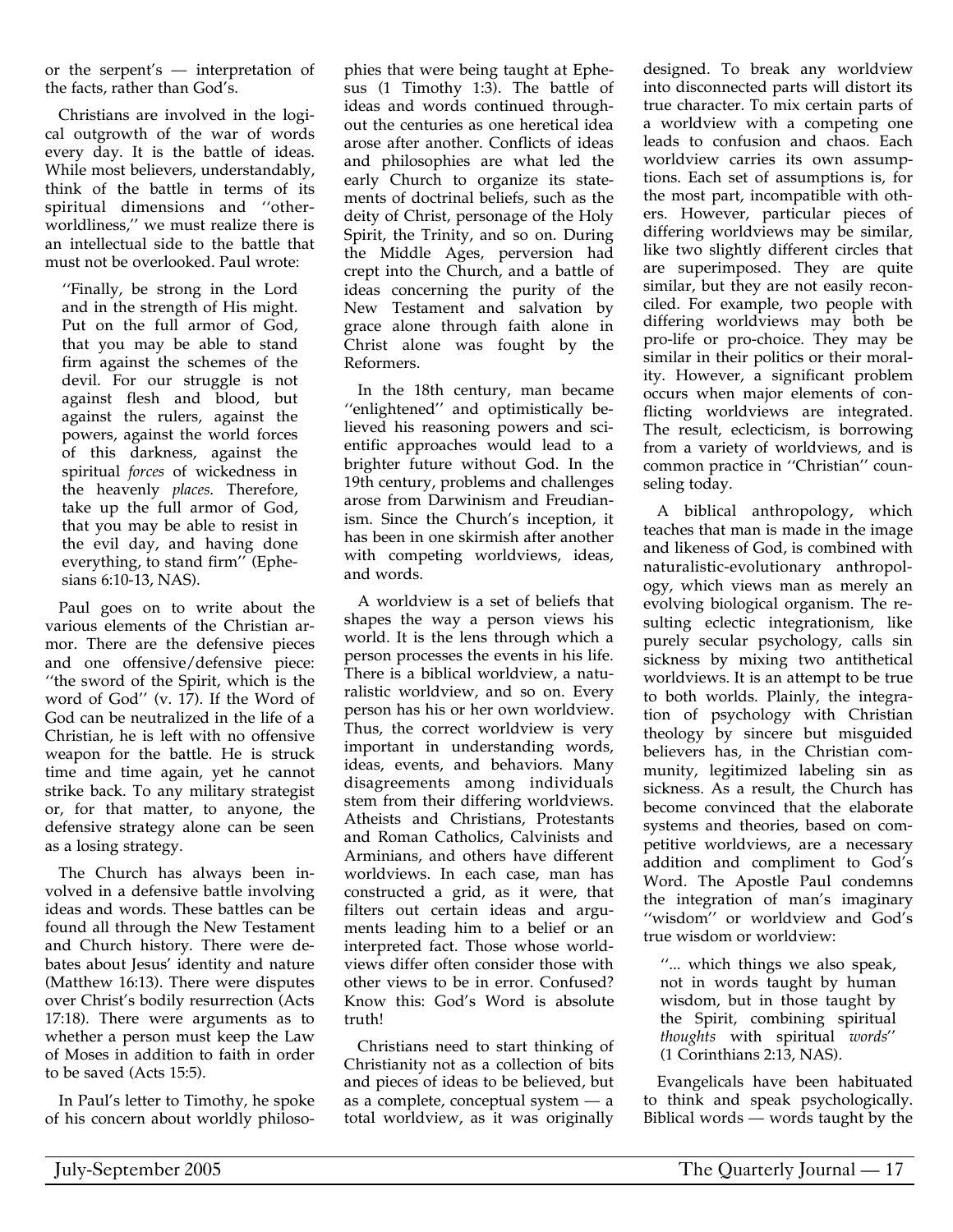or the serpent's — interpretation of the facts, rather than God's.

Christians are involved in the logical outgrowth of the war of words every day. It is the battle of ideas. While most believers, understandably, think of the battle in terms of its spiritual dimensions and ''otherworldliness,'' we must realize there is an intellectual side to the battle that must not be overlooked. Paul wrote:

> ''Finally, be strong in the Lord and in the strength of His might. Put on the full armor of God, that you may be able to stand firm against the schemes of the devil. For our struggle is not against flesh and blood, but against the rulers, against the powers, against the world forces of this darkness, against the spiritual *forces* of wickedness in the heavenly *places*. Therefore, take up the full armor of God, that you may be able to resist in the evil day, and having done everything, to stand firm'' (Ephesians 6:10-13, NAS).

Paul goes on to write about the various elements of the Christian armor. There are the defensive pieces and one offensive/defensive piece: ''the sword of the Spirit, which is the word of God'' (v. 17). If the Word of God can be neutralized in the life of a Christian, he is left with no offensive weapon for the battle. He is struck time and time again, yet he cannot strike back. To any military strategist or, for that matter, to anyone, the defensive strategy alone can be seen as a losing strategy.

The Church has always been involved in a defensive battle involving ideas and words. These battles can be found all through the New Testament and Church history. There were debates about Jesus' identity and nature (Matthew 16:13). There were disputes over Christ's bodily resurrection (Acts 17:18). There were arguments as to whether a person must keep the Law of Moses in addition to faith in order to be saved (Acts 15:5).

In Paul's letter to Timothy, he spoke of his concern about worldly philosophies that were being taught at Ephesus (1 Timothy 1:3). The battle of ideas and words continued throughout the centuries as one heretical idea arose after another. Conflicts of ideas and philosophies are what led the early Church to organize its statements of doctrinal beliefs, such as the deity of Christ, personage of the Holy Spirit, the Trinity, and so on. During the Middle Ages, perversion had crept into the Church, and a battle of ideas concerning the purity of the New Testament and salvation by grace alone through faith alone in Christ alone was fought by the Reformers.

In the 18th century, man became ''enlightened'' and optimistically believed his reasoning powers and scientific approaches would lead to a brighter future without God. In the 19th century, problems and challenges arose from Darwinism and Freudianism. Since the Church's inception, it has been in one skirmish after another with competing worldviews, ideas, and words.

A worldview is a set of beliefs that shapes the way a person views his world. It is the lens through which a person processes the events in his life. There is a biblical worldview, a naturalistic worldview, and so on. Every person has his or her own worldview. Thus, the correct worldview is very important in understanding words, ideas, events, and behaviors. Many disagreements among individuals stem from their differing worldviews. Atheists and Christians, Protestants and Roman Catholics, Calvinists and Arminians, and others have different worldviews. In each case, man has constructed a grid, as it were, that filters out certain ideas and arguments leading him to a belief or an interpreted fact. Those whose worldviews differ often consider those with other views to be in error. Confused? Know this: God's Word is absolute truth!

Christians need to start thinking of Christianity not as a collection of bits and pieces of ideas to be believed, but as a complete, conceptual system — a total worldview, as it was originally designed. To break any worldview into disconnected parts will distort its true character. To mix certain parts of a worldview with a competing one leads to confusion and chaos. Each worldview carries its own assumptions. Each set of assumptions is, for the most part, incompatible with others. However, particular pieces of differing worldviews may be similar, like two slightly different circles that are superimposed. They are quite similar, but they are not easily reconciled. For example, two people with differing worldviews may both be pro-life or pro-choice. They may be similar in their politics or their morality. However, a significant problem occurs when major elements of conflicting worldviews are integrated. The result, eclecticism, is borrowing from a variety of worldviews, and is common practice in ''Christian'' counseling today.

A biblical anthropology, which teaches that man is made in the image and likeness of God, is combined with naturalistic-evolutionary anthropology, which views man as merely an evolving biological organism. The resulting eclectic integrationism, like purely secular psychology, calls sin sickness by mixing two antithetical worldviews. It is an attempt to be true to both worlds. Plainly, the integration of psychology with Christian theology by sincere but misguided believers has, in the Christian community, legitimized labeling sin as sickness. As a result, the Church has become convinced that the elaborate systems and theories, based on competitive worldviews, are a necessary addition and compliment to God's Word. The Apostle Paul condemns the integration of man's imaginary ''wisdom'' or worldview and God's true wisdom or worldview:

> ''... which things we also speak, not in words taught by human wisdom, but in those taught by the Spirit, combining spiritual *thoughts* with spiritual *words*'' (1 Corinthians 2:13, NAS).

Evangelicals have been habituated to think and speak psychologically. Biblical words — words taught by the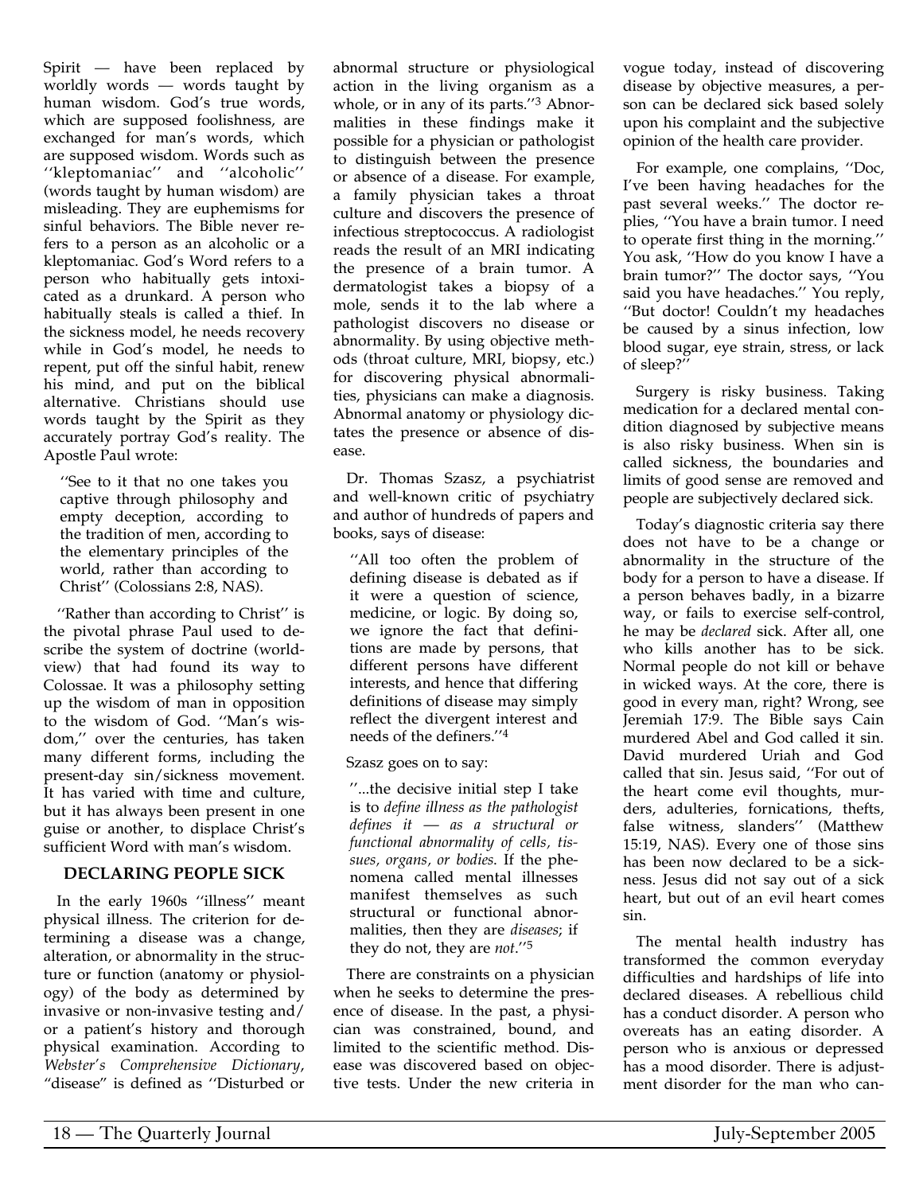Spirit — have been replaced by worldly words — words taught by human wisdom. God's true words, which are supposed foolishness, are exchanged for man's words, which are supposed wisdom. Words such as ''kleptomaniac'' and ''alcoholic'' (words taught by human wisdom) are misleading. They are euphemisms for sinful behaviors. The Bible never refers to a person as an alcoholic or a kleptomaniac. God's Word refers to a person who habitually gets intoxicated as a drunkard. A person who habitually steals is called a thief. In the sickness model, he needs recovery while in God's model, he needs to repent, put off the sinful habit, renew his mind, and put on the biblical alternative. Christians should use words taught by the Spirit as they accurately portray God's reality. The Apostle Paul wrote:

> ''See to it that no one takes you captive through philosophy and empty deception, according to the tradition of men, according to the elementary principles of the world, rather than according to Christ'' (Colossians 2:8, NAS).

''Rather than according to Christ'' is the pivotal phrase Paul used to describe the system of doctrine (worldview) that had found its way to Colossae. It was a philosophy setting up the wisdom of man in opposition to the wisdom of God. ''Man's wisdom,'' over the centuries, has taken many different forms, including the present-day sin/sickness movement. It has varied with time and culture, but it has always been present in one guise or another, to displace Christ's sufficient Word with man's wisdom.

### DECLARING PEOPLE SICK

In the early 1960s ''illness'' meant physical illness. The criterion for determining a disease was a change, alteration, or abnormality in the structure or function (anatomy or physiology) of the body as determined by invasive or non-invasive testing and/or a patient's history and thorough physical examination. According to *Webster's Comprehensive Dictionary*, "disease" is defined as ''Disturbed or abnormal structure or physiological action in the living organism as a whole, or in any of its parts.''[3] Abnormalities in these findings make it possible for a physician or pathologist to distinguish between the presence or absence of a disease. For example, a family physician takes a throat culture and discovers the presence of infectious streptococcus. A radiologist reads the result of an MRI indicating the presence of a brain tumor. A dermatologist takes a biopsy of a mole, sends it to the lab where a pathologist discovers no disease or abnormality. By using objective methods (throat culture, MRI, biopsy, etc.) for discovering physical abnormalities, physicians can make a diagnosis. Abnormal anatomy or physiology dictates the presence or absence of disease.

Dr. Thomas Szasz, a psychiatrist and well-known critic of psychiatry and author of hundreds of papers and books, says of disease:

> ''All too often the problem of defining disease is debated as if it were a question of science, medicine, or logic. By doing so, we ignore the fact that definitions are made by persons, that different persons have different interests, and hence that differing definitions of disease may simply reflect the divergent interest and needs of the definers.''[4]

Szasz goes on to say:

> ''...the decisive initial step I take is to *define illness as the pathologist defines it — as a structural or functional abnormality of cells, tissues, organs, or bodies*. If the phenomena called mental illnesses manifest themselves as such structural or functional abnormalities, then they are *diseases*; if they do not, they are *not*.''[5]

There are constraints on a physician when he seeks to determine the presence of disease. In the past, a physician was constrained, bound, and limited to the scientific method. Disease was discovered based on objective tests. Under the new criteria in vogue today, instead of discovering disease by objective measures, a person can be declared sick based solely upon his complaint and the subjective opinion of the health care provider.

For example, one complains, ''Doc, I've been having headaches for the past several weeks.'' The doctor replies, ''You have a brain tumor. I need to operate first thing in the morning.'' You ask, ''How do you know I have a brain tumor?'' The doctor says, ''You said you have headaches.'' You reply, ''But doctor! Couldn't my headaches be caused by a sinus infection, low blood sugar, eye strain, stress, or lack of sleep?''

Surgery is risky business. Taking medication for a declared mental condition diagnosed by subjective means is also risky business. When sin is called sickness, the boundaries and limits of good sense are removed and people are subjectively declared sick.

Today's diagnostic criteria say there does not have to be a change or abnormality in the structure of the body for a person to have a disease. If a person behaves badly, in a bizarre way, or fails to exercise self-control, he may be *declared* sick. After all, one who kills another has to be sick. Normal people do not kill or behave in wicked ways. At the core, there is good in every man, right? Wrong, see Jeremiah 17:9. The Bible says Cain murdered Abel and God called it sin. David murdered Uriah and God called that sin. Jesus said, ''For out of the heart come evil thoughts, murders, adulteries, fornications, thefts, false witness, slanders'' (Matthew 15:19, NAS). Every one of those sins has been now declared to be a sickness. Jesus did not say out of a sick heart, but out of an evil heart comes sin.

The mental health industry has transformed the common everyday difficulties and hardships of life into declared diseases. A rebellious child has a conduct disorder. A person who overeats has an eating disorder. A person who is anxious or depressed has a mood disorder. There is adjustment disorder for the man who can-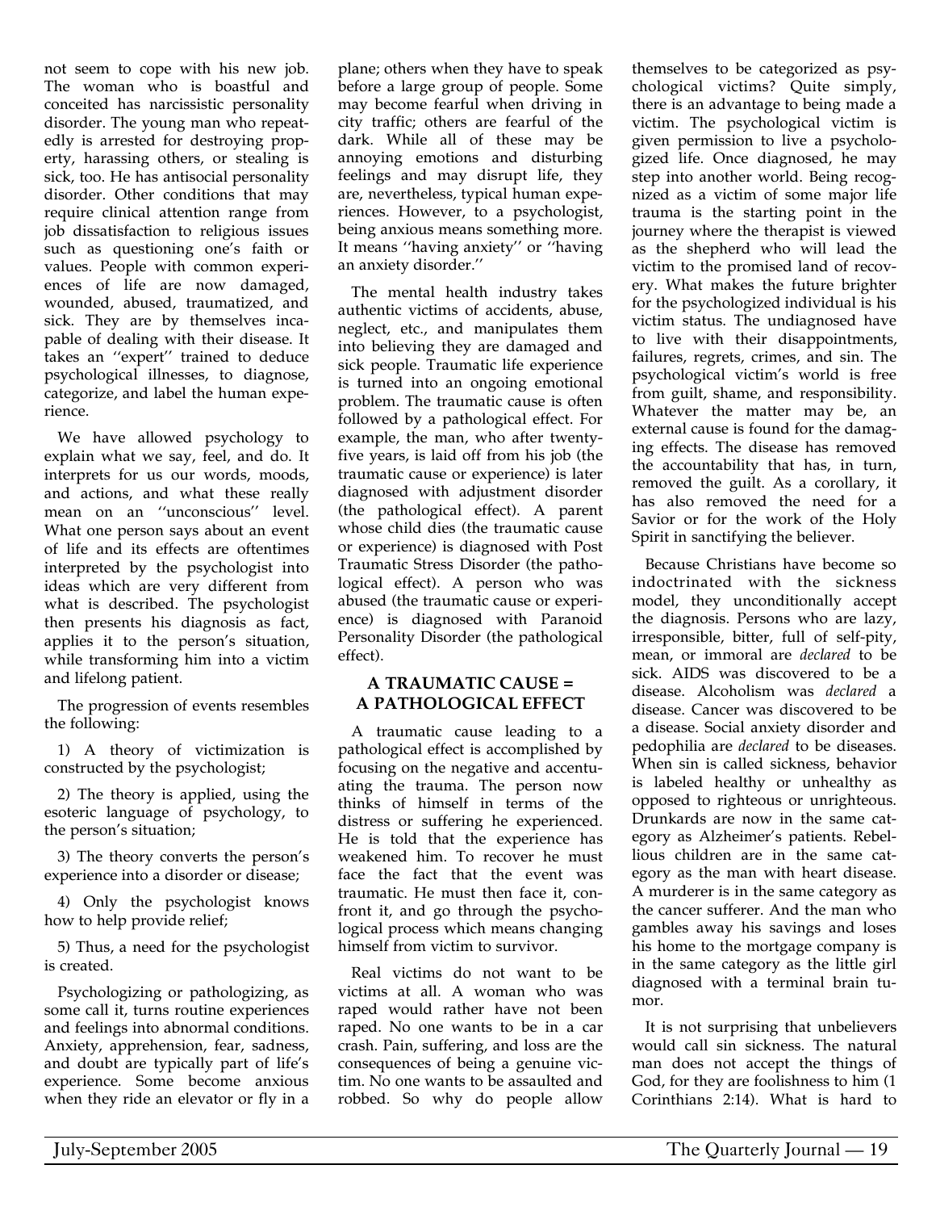not seem to cope with his new job. The woman who is boastful and conceited has narcissistic personality disorder. The young man who repeatedly is arrested for destroying property, harassing others, or stealing is sick, too. He has antisocial personality disorder. Other conditions that may require clinical attention range from job dissatisfaction to religious issues such as questioning one's faith or values. People with common experiences of life are now damaged, wounded, abused, traumatized, and sick. They are by themselves incapable of dealing with their disease. It takes an ''expert'' trained to deduce psychological illnesses, to diagnose, categorize, and label the human experience.

We have allowed psychology to explain what we say, feel, and do. It interprets for us our words, moods, and actions, and what these really mean on an ''unconscious'' level. What one person says about an event of life and its effects are oftentimes interpreted by the psychologist into ideas which are very different from what is described. The psychologist then presents his diagnosis as fact, applies it to the person's situation, while transforming him into a victim and lifelong patient.

The progression of events resembles the following:

1) A theory of victimization is constructed by the psychologist;

2) The theory is applied, using the esoteric language of psychology, to the person's situation;

3) The theory converts the person's experience into a disorder or disease;

4) Only the psychologist knows how to help provide relief;

5) Thus, a need for the psychologist is created.

Psychologizing or pathologizing, as some call it, turns routine experiences and feelings into abnormal conditions. Anxiety, apprehension, fear, sadness, and doubt are typically part of life's experience. Some become anxious when they ride an elevator or fly in a plane; others when they have to speak before a large group of people. Some may become fearful when driving in city traffic; others are fearful of the dark. While all of these may be annoying emotions and disturbing feelings and may disrupt life, they are, nevertheless, typical human experiences. However, to a psychologist, being anxious means something more. It means ''having anxiety'' or ''having an anxiety disorder.''

The mental health industry takes authentic victims of accidents, abuse, neglect, etc., and manipulates them into believing they are damaged and sick people. Traumatic life experience is turned into an ongoing emotional problem. The traumatic cause is often followed by a pathological effect. For example, the man, who after twenty-five years, is laid off from his job (the traumatic cause or experience) is later diagnosed with adjustment disorder (the pathological effect). A parent whose child dies (the traumatic cause or experience) is diagnosed with Post Traumatic Stress Disorder (the pathological effect). A person who was abused (the traumatic cause or experience) is diagnosed with Paranoid Personality Disorder (the pathological effect).

## A TRAUMATIC CAUSE = A PATHOLOGICAL EFFECT

A traumatic cause leading to a pathological effect is accomplished by focusing on the negative and accentuating the trauma. The person now thinks of himself in terms of the distress or suffering he experienced. He is told that the experience has weakened him. To recover he must face the fact that the event was traumatic. He must then face it, confront it, and go through the psychological process which means changing himself from victim to survivor.

Real victims do not want to be victims at all. A woman who was raped would rather have not been raped. No one wants to be in a car crash. Pain, suffering, and loss are the consequences of being a genuine victim. No one wants to be assaulted and robbed. So why do people allow themselves to be categorized as psychological victims? Quite simply, there is an advantage to being made a victim. The psychological victim is given permission to live a psychologized life. Once diagnosed, he may step into another world. Being recognized as a victim of some major life trauma is the starting point in the journey where the therapist is viewed as the shepherd who will lead the victim to the promised land of recovery. What makes the future brighter for the psychologized individual is his victim status. The undiagnosed have to live with their disappointments, failures, regrets, crimes, and sin. The psychological victim's world is free from guilt, shame, and responsibility. Whatever the matter may be, an external cause is found for the damaging effects. The disease has removed the accountability that has, in turn, removed the guilt. As a corollary, it has also removed the need for a Savior or for the work of the Holy Spirit in sanctifying the believer.

Because Christians have become so indoctrinated with the sickness model, they unconditionally accept the diagnosis. Persons who are lazy, irresponsible, bitter, full of self-pity, mean, or immoral are *declared* to be sick. AIDS was discovered to be a disease. Alcoholism was *declared* a disease. Cancer was discovered to be a disease. Social anxiety disorder and pedophilia are *declared* to be diseases. When sin is called sickness, behavior is labeled healthy or unhealthy as opposed to righteous or unrighteous. Drunkards are now in the same category as Alzheimer's patients. Rebellious children are in the same category as the man with heart disease. A murderer is in the same category as the cancer sufferer. And the man who gambles away his savings and loses his home to the mortgage company is in the same category as the little girl diagnosed with a terminal brain tumor.

It is not surprising that unbelievers would call sin sickness. The natural man does not accept the things of God, for they are foolishness to him (1 Corinthians 2:14). What is hard to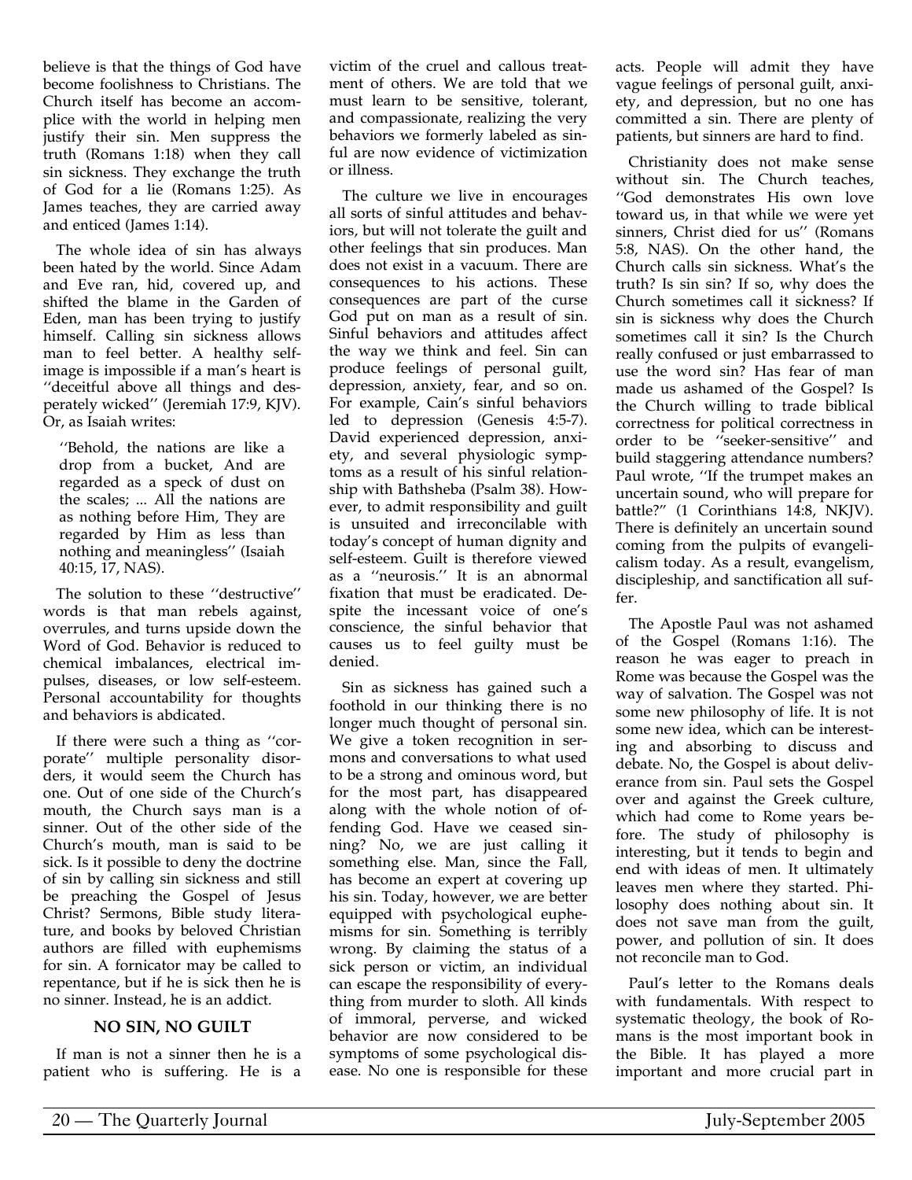believe is that the things of God have become foolishness to Christians. The Church itself has become an accomplice with the world in helping men justify their sin. Men suppress the truth (Romans 1:18) when they call sin sickness. They exchange the truth of God for a lie (Romans 1:25). As James teaches, they are carried away and enticed (James 1:14).

The whole idea of sin has always been hated by the world. Since Adam and Eve ran, hid, covered up, and shifted the blame in the Garden of Eden, man has been trying to justify himself. Calling sin sickness allows man to feel better. A healthy self-image is impossible if a man's heart is ''deceitful above all things and desperately wicked'' (Jeremiah 17:9, KJV). Or, as Isaiah writes:

> ''Behold, the nations are like a drop from a bucket, And are regarded as a speck of dust on the scales; ... All the nations are as nothing before Him, They are regarded by Him as less than nothing and meaningless'' (Isaiah 40:15, 17, NAS).

The solution to these ''destructive'' words is that man rebels against, overrules, and turns upside down the Word of God. Behavior is reduced to chemical imbalances, electrical impulses, diseases, or low self-esteem. Personal accountability for thoughts and behaviors is abdicated.

If there were such a thing as ''corporate'' multiple personality disorders, it would seem the Church has one. Out of one side of the Church's mouth, the Church says man is a sinner. Out of the other side of the Church's mouth, man is said to be sick. Is it possible to deny the doctrine of sin by calling sin sickness and still be preaching the Gospel of Jesus Christ? Sermons, Bible study literature, and books by beloved Christian authors are filled with euphemisms for sin. A fornicator may be called to repentance, but if he is sick then he is no sinner. Instead, he is an addict.

## NO SIN, NO GUILT

If man is not a sinner then he is a patient who is suffering. He is a victim of the cruel and callous treatment of others. We are told that we must learn to be sensitive, tolerant, and compassionate, realizing the very behaviors we formerly labeled as sinful are now evidence of victimization or illness.

The culture we live in encourages all sorts of sinful attitudes and behaviors, but will not tolerate the guilt and other feelings that sin produces. Man does not exist in a vacuum. There are consequences to his actions. These consequences are part of the curse God put on man as a result of sin. Sinful behaviors and attitudes affect the way we think and feel. Sin can produce feelings of personal guilt, depression, anxiety, fear, and so on. For example, Cain's sinful behaviors led to depression (Genesis 4:5-7). David experienced depression, anxiety, and several physiologic symptoms as a result of his sinful relationship with Bathsheba (Psalm 38). However, to admit responsibility and guilt is unsuited and irreconcilable with today's concept of human dignity and self-esteem. Guilt is therefore viewed as a ''neurosis.'' It is an abnormal fixation that must be eradicated. Despite the incessant voice of one's conscience, the sinful behavior that causes us to feel guilty must be denied.

Sin as sickness has gained such a foothold in our thinking there is no longer much thought of personal sin. We give a token recognition in sermons and conversations to what used to be a strong and ominous word, but for the most part, has disappeared along with the whole notion of offending God. Have we ceased sinning? No, we are just calling it something else. Man, since the Fall, has become an expert at covering up his sin. Today, however, we are better equipped with psychological euphemisms for sin. Something is terribly wrong. By claiming the status of a sick person or victim, an individual can escape the responsibility of everything from murder to sloth. All kinds of immoral, perverse, and wicked behavior are now considered to be symptoms of some psychological disease. No one is responsible for these acts. People will admit they have vague feelings of personal guilt, anxiety, and depression, but no one has committed a sin. There are plenty of patients, but sinners are hard to find.

Christianity does not make sense without sin. The Church teaches, ''God demonstrates His own love toward us, in that while we were yet sinners, Christ died for us'' (Romans 5:8, NAS). On the other hand, the Church calls sin sickness. What's the truth? Is sin sin? If so, why does the Church sometimes call it sickness? If sin is sickness why does the Church sometimes call it sin? Is the Church really confused or just embarrassed to use the word sin? Has fear of man made us ashamed of the Gospel? Is the Church willing to trade biblical correctness for political correctness in order to be ''seeker-sensitive'' and build staggering attendance numbers? Paul wrote, ''If the trumpet makes an uncertain sound, who will prepare for battle?'' (1 Corinthians 14:8, NKJV). There is definitely an uncertain sound coming from the pulpits of evangelicalism today. As a result, evangelism, discipleship, and sanctification all suffer.

The Apostle Paul was not ashamed of the Gospel (Romans 1:16). The reason he was eager to preach in Rome was because the Gospel was the way of salvation. The Gospel was not some new philosophy of life. It is not some new idea, which can be interesting and absorbing to discuss and debate. No, the Gospel is about deliverance from sin. Paul sets the Gospel over and against the Greek culture, which had come to Rome years before. The study of philosophy is interesting, but it tends to begin and end with ideas of men. It ultimately leaves men where they started. Philosophy does nothing about sin. It does not save man from the guilt, power, and pollution of sin. It does not reconcile man to God.

Paul's letter to the Romans deals with fundamentals. With respect to systematic theology, the book of Romans is the most important book in the Bible. It has played a more important and more crucial part in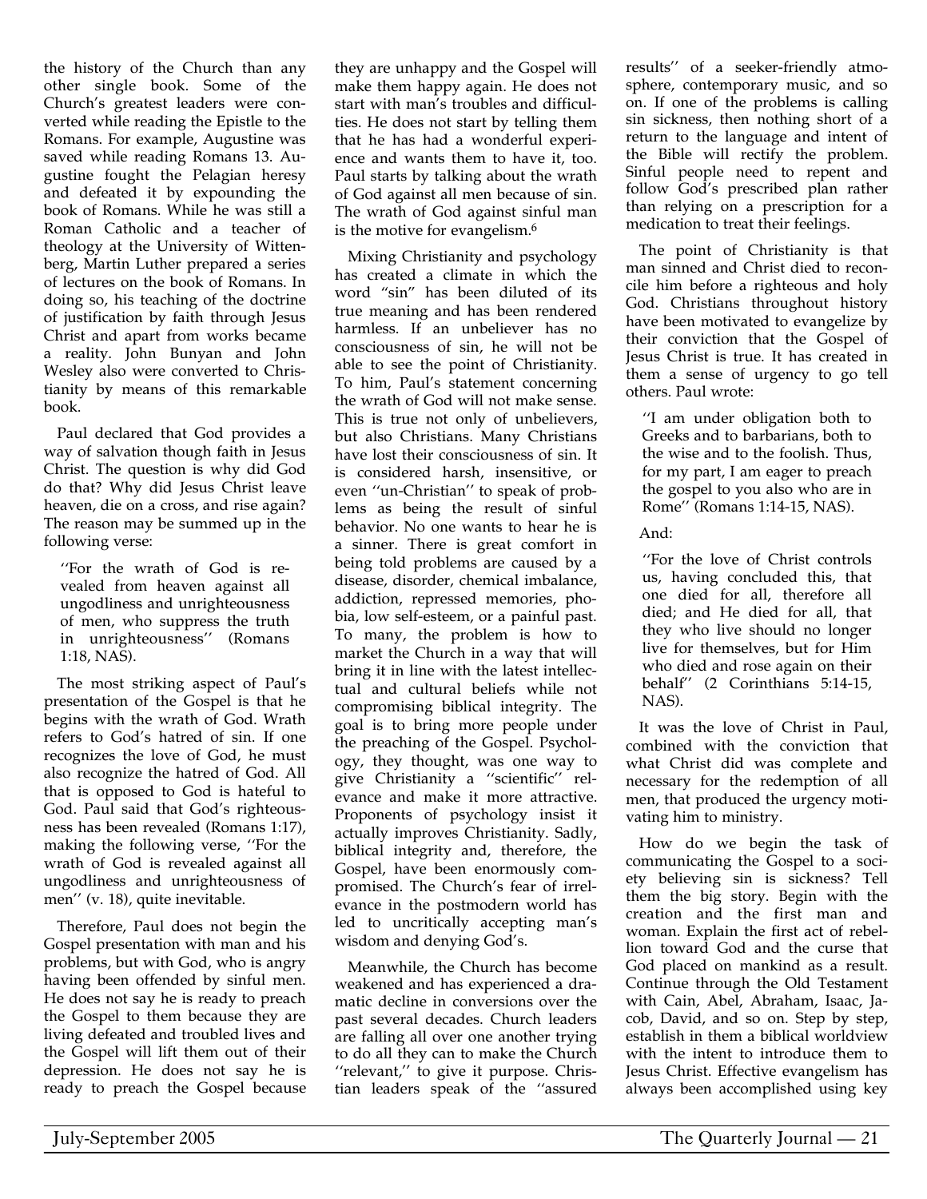the history of the Church than any other single book. Some of the Church's greatest leaders were converted while reading the Epistle to the Romans. For example, Augustine was saved while reading Romans 13. Augustine fought the Pelagian heresy and defeated it by expounding the book of Romans. While he was still a Roman Catholic and a teacher of theology at the University of Wittenberg, Martin Luther prepared a series of lectures on the book of Romans. In doing so, his teaching of the doctrine of justification by faith through Jesus Christ and apart from works became a reality. John Bunyan and John Wesley also were converted to Christianity by means of this remarkable book.

Paul declared that God provides a way of salvation though faith in Jesus Christ. The question is why did God do that? Why did Jesus Christ leave heaven, die on a cross, and rise again? The reason may be summed up in the following verse:

> ''For the wrath of God is revealed from heaven against all ungodliness and unrighteousness of men, who suppress the truth in unrighteousness'' (Romans 1:18, NAS).

The most striking aspect of Paul's presentation of the Gospel is that he begins with the wrath of God. Wrath refers to God's hatred of sin. If one recognizes the love of God, he must also recognize the hatred of God. All that is opposed to God is hateful to God. Paul said that God's righteousness has been revealed (Romans 1:17), making the following verse, ''For the wrath of God is revealed against all ungodliness and unrighteousness of men'' (v. 18), quite inevitable.

Therefore, Paul does not begin the Gospel presentation with man and his problems, but with God, who is angry having been offended by sinful men. He does not say he is ready to preach the Gospel to them because they are living defeated and troubled lives and the Gospel will lift them out of their depression. He does not say he is ready to preach the Gospel because they are unhappy and the Gospel will make them happy again. He does not start with man's troubles and difficulties. He does not start by telling them that he has had a wonderful experience and wants them to have it, too. Paul starts by talking about the wrath of God against all men because of sin. The wrath of God against sinful man is the motive for evangelism.[6]

Mixing Christianity and psychology has created a climate in which the word "sin" has been diluted of its true meaning and has been rendered harmless. If an unbeliever has no consciousness of sin, he will not be able to see the point of Christianity. To him, Paul's statement concerning the wrath of God will not make sense. This is true not only of unbelievers, but also Christians. Many Christians have lost their consciousness of sin. It is considered harsh, insensitive, or even ''un-Christian'' to speak of problems as being the result of sinful behavior. No one wants to hear he is a sinner. There is great comfort in being told problems are caused by a disease, disorder, chemical imbalance, addiction, repressed memories, phobia, low self-esteem, or a painful past. To many, the problem is how to market the Church in a way that will bring it in line with the latest intellectual and cultural beliefs while not compromising biblical integrity. The goal is to bring more people under the preaching of the Gospel. Psychology, they thought, was one way to give Christianity a ''scientific'' relevance and make it more attractive. Proponents of psychology insist it actually improves Christianity. Sadly, biblical integrity and, therefore, the Gospel, have been enormously compromised. The Church's fear of irrelevance in the postmodern world has led to uncritically accepting man's wisdom and denying God's.

Meanwhile, the Church has become weakened and has experienced a dramatic decline in conversions over the past several decades. Church leaders are falling all over one another trying to do all they can to make the Church ''relevant,'' to give it purpose. Christian leaders speak of the ''assured results'' of a seeker-friendly atmosphere, contemporary music, and so on. If one of the problems is calling sin sickness, then nothing short of a return to the language and intent of the Bible will rectify the problem. Sinful people need to repent and follow God's prescribed plan rather than relying on a prescription for a medication to treat their feelings.

The point of Christianity is that man sinned and Christ died to reconcile him before a righteous and holy God. Christians throughout history have been motivated to evangelize by their conviction that the Gospel of Jesus Christ is true. It has created in them a sense of urgency to go tell others. Paul wrote:

> ''I am under obligation both to Greeks and to barbarians, both to the wise and to the foolish. Thus, for my part, I am eager to preach the gospel to you also who are in Rome'' (Romans 1:14-15, NAS).

And:

> ''For the love of Christ controls us, having concluded this, that one died for all, therefore all died; and He died for all, that they who live should no longer live for themselves, but for Him who died and rose again on their behalf'' (2 Corinthians 5:14-15, NAS).

It was the love of Christ in Paul, combined with the conviction that what Christ did was complete and necessary for the redemption of all men, that produced the urgency motivating him to ministry.

How do we begin the task of communicating the Gospel to a society believing sin is sickness? Tell them the big story. Begin with the creation and the first man and woman. Explain the first act of rebellion toward God and the curse that God placed on mankind as a result. Continue through the Old Testament with Cain, Abel, Abraham, Isaac, Jacob, David, and so on. Step by step, establish in them a biblical worldview with the intent to introduce them to Jesus Christ. Effective evangelism has always been accomplished using key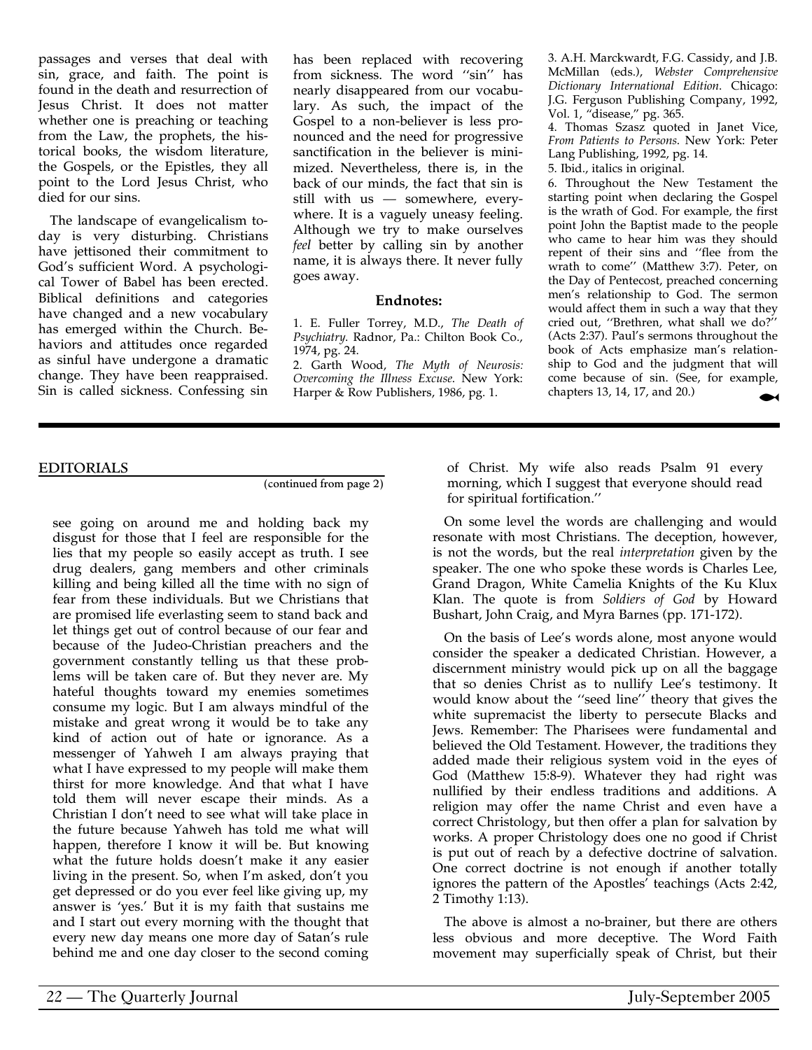passages and verses that deal with sin, grace, and faith. The point is found in the death and resurrection of Jesus Christ. It does not matter whether one is preaching or teaching from the Law, the prophets, the historical books, the wisdom literature, the Gospels, or the Epistles, they all point to the Lord Jesus Christ, who died for our sins.

The landscape of evangelicalism today is very disturbing. Christians have jettisoned their commitment to God's sufficient Word. A psychological Tower of Babel has been erected. Biblical definitions and categories have changed and a new vocabulary has emerged within the Church. Behaviors and attitudes once regarded as sinful have undergone a dramatic change. They have been reappraised. Sin is called sickness. Confessing sin has been replaced with recovering from sickness. The word ''sin'' has nearly disappeared from our vocabulary. As such, the impact of the Gospel to a non-believer is less pronounced and the need for progressive sanctification in the believer is minimized. Nevertheless, there is, in the back of our minds, the fact that sin is still with us — somewhere, everywhere. It is a vaguely uneasy feeling. Although we try to make ourselves *feel* better by calling sin by another name, it is always there. It never fully goes away.

### Endnotes:

1. E. Fuller Torrey, M.D., *The Death of Psychiatry*. Radnor, Pa.: Chilton Book Co., 1974, pg. 24.
2. Garth Wood, *The Myth of Neurosis: Overcoming the Illness Excuse*. New York: Harper & Row Publishers, 1986, pg. 1.
3. A.H. Marckwardt, F.G. Cassidy, and J.B. McMillan (eds.), *Webster Comprehensive Dictionary International Edition*. Chicago: J.G. Ferguson Publishing Company, 1992, Vol. 1, "disease," pg. 365.
4. Thomas Szasz quoted in Janet Vice, *From Patients to Persons*. New York: Peter Lang Publishing, 1992, pg. 14.
5. Ibid., italics in original.
6. Throughout the New Testament the starting point when declaring the Gospel is the wrath of God. For example, the first point John the Baptist made to the people who came to hear him was they should repent of their sins and ''flee from the wrath to come'' (Matthew 3:7). Peter, on the Day of Pentecost, preached concerning men's relationship to God. The sermon would affect them in such a way that they cried out, ''Brethren, what shall we do?'' (Acts 2:37). Paul's sermons throughout the book of Acts emphasize man's relationship to God and the judgment that will come because of sin. (See, for example, chapters 13, 14, 17, and 20.)

---

## EDITORIALS

(continued from page 2)

see going on around me and holding back my disgust for those that I feel are responsible for the lies that my people so easily accept as truth. I see drug dealers, gang members and other criminals killing and being killed all the time with no sign of fear from these individuals. But we Christians that are promised life everlasting seem to stand back and let things get out of control because of our fear and because of the Judeo-Christian preachers and the government constantly telling us that these problems will be taken care of. But they never are. My hateful thoughts toward my enemies sometimes consume my logic. But I am always mindful of the mistake and great wrong it would be to take any kind of action out of hate or ignorance. As a messenger of Yahweh I am always praying that what I have expressed to my people will make them thirst for more knowledge. And that what I have told them will never escape their minds. As a Christian I don't need to see what will take place in the future because Yahweh has told me what will happen, therefore I know it will be. But knowing what the future holds doesn't make it any easier living in the present. So, when I'm asked, don't you get depressed or do you ever feel like giving up, my answer is 'yes.' But it is my faith that sustains me and I start out every morning with the thought that every new day means one more day of Satan's rule behind me and one day closer to the second coming of Christ. My wife also reads Psalm 91 every morning, which I suggest that everyone should read for spiritual fortification.''

On some level the words are challenging and would resonate with most Christians. The deception, however, is not the words, but the real *interpretation* given by the speaker. The one who spoke these words is Charles Lee, Grand Dragon, White Camelia Knights of the Ku Klux Klan. The quote is from *Soldiers of God* by Howard Bushart, John Craig, and Myra Barnes (pp. 171-172).

On the basis of Lee's words alone, most anyone would consider the speaker a dedicated Christian. However, a discernment ministry would pick up on all the baggage that so denies Christ as to nullify Lee's testimony. It would know about the ''seed line'' theory that gives the white supremacist the liberty to persecute Blacks and Jews. Remember: The Pharisees were fundamental and believed the Old Testament. However, the traditions they added made their religious system void in the eyes of God (Matthew 15:8-9). Whatever they had right was nullified by their endless traditions and additions. A religion may offer the name Christ and even have a correct Christology, but then offer a plan for salvation by works. A proper Christology does one no good if Christ is put out of reach by a defective doctrine of salvation. One correct doctrine is not enough if another totally ignores the pattern of the Apostles' teachings (Acts 2:42, 2 Timothy 1:13).

The above is almost a no-brainer, but there are others less obvious and more deceptive. The Word Faith movement may superficially speak of Christ, but their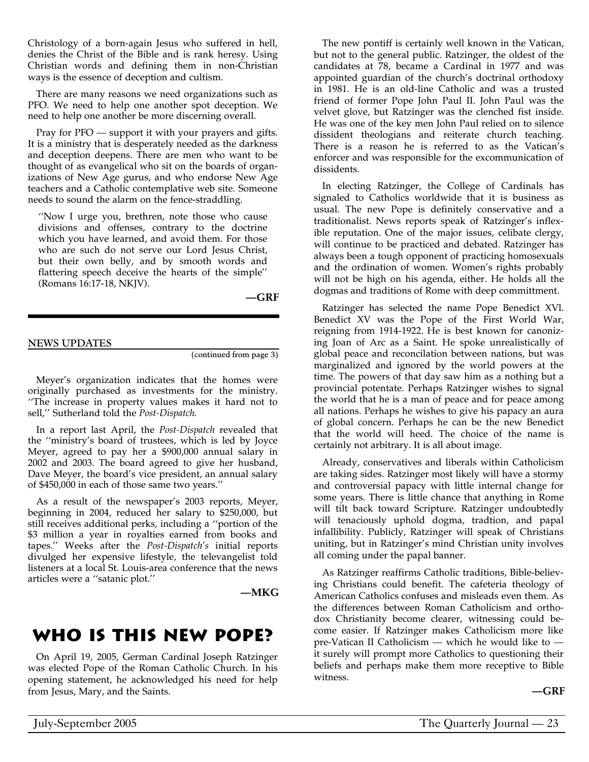Christology of a born-again Jesus who suffered in hell, denies the Christ of the Bible and is rank heresy. Using Christian words and defining them in non-Christian ways is the essence of deception and cultism.

There are many reasons we need organizations such as PFO. We need to help one another spot deception. We need to help one another be more discerning overall.

Pray for PFO — support it with your prayers and gifts. It is a ministry that is desperately needed as the darkness and deception deepens. There are men who want to be thought of as evangelical who sit on the boards of organizations of New Age gurus, and who endorse New Age teachers and a Catholic contemplative web site. Someone needs to sound the alarm on the fence-straddling.

> ''Now I urge you, brethren, note those who cause divisions and offenses, contrary to the doctrine which you have learned, and avoid them. For those who are such do not serve our Lord Jesus Christ, but their own belly, and by smooth words and flattering speech deceive the hearts of the simple'' (Romans 16:17-18, NKJV).

**—GRF**

---

## NEWS UPDATES

(continued from page 3)

Meyer's organization indicates that the homes were originally purchased as investments for the ministry. ''The increase in property values makes it hard not to sell,'' Sutherland told the *Post-Dispatch*.

In a report last April, the *Post-Dispatch* revealed that the ''ministry's board of trustees, which is led by Joyce Meyer, agreed to pay her a $900,000 annual salary in 2002 and 2003. The board agreed to give her husband, Dave Meyer, the board's vice president, an annual salary of $450,000 in each of those same two years.''

As a result of the newspaper's 2003 reports, Meyer, beginning in 2004, reduced her salary to $250,000, but still receives additional perks, including a ''portion of the $3 million a year in royalties earned from books and tapes.'' Weeks after the *Post-Dispatch's* initial reports divulged her expensive lifestyle, the televangelist told listeners at a local St. Louis-area conference that the news articles were a ''satanic plot.''

**—MKG**

# WHO IS THIS NEW POPE?

On April 19, 2005, German Cardinal Joseph Ratzinger was elected Pope of the Roman Catholic Church. In his opening statement, he acknowledged his need for help from Jesus, Mary, and the Saints.

The new pontiff is certainly well known in the Vatican, but not to the general public. Ratzinger, the oldest of the candidates at 78, became a Cardinal in 1977 and was appointed guardian of the church's doctrinal orthodoxy in 1981. He is an old-line Catholic and was a trusted friend of former Pope John Paul II. John Paul was the velvet glove, but Ratzinger was the clenched fist inside. He was one of the key men John Paul relied on to silence dissident theologians and reiterate church teaching. There is a reason he is referred to as the Vatican's enforcer and was responsible for the excommunication of dissidents.

In electing Ratzinger, the College of Cardinals has signaled to Catholics worldwide that it is business as usual. The new Pope is definitely conservative and a traditionalist. News reports speak of Ratzinger's inflexible reputation. One of the major issues, celibate clergy, will continue to be practiced and debated. Ratzinger has always been a tough opponent of practicing homosexuals and the ordination of women. Women's rights probably will not be high on his agenda, either. He holds all the dogmas and traditions of Rome with deep committment.

Ratzinger has selected the name Pope Benedict XVl. Benedict XV was the Pope of the First World War, reigning from 1914-1922. He is best known for canonizing Joan of Arc as a Saint. He spoke unrealistically of global peace and reconcilation between nations, but was marginalized and ignored by the world powers at the time. The powers of that day saw him as a nothing but a provincial potentate. Perhaps Ratzinger wishes to signal the world that he is a man of peace and for peace among all nations. Perhaps he wishes to give his papacy an aura of global concern. Perhaps he can be the new Benedict that the world will heed. The choice of the name is certainly not arbitrary. It is all about image.

Already, conservatives and liberals within Catholicism are taking sides. Ratzinger most likely will have a stormy and controversial papacy with little internal change for some years. There is little chance that anything in Rome will tilt back toward Scripture. Ratzinger undoubtedly will tenaciously uphold dogma, tradtion, and papal infallibility. Publicly, Ratzinger will speak of Christians uniting, but in Ratzinger's mind Christian unity involves all coming under the papal banner.

As Ratzinger reaffirms Catholic traditions, Bible-believing Christians could benefit. The cafeteria theology of American Catholics confuses and misleads even them. As the differences between Roman Catholicism and orthodox Christianity become clearer, witnessing could become easier. If Ratzinger makes Catholicism more like pre-Vatican II Catholicism — which he would like to — it surely will prompt more Catholics to questioning their beliefs and perhaps make them more receptive to Bible witness.

**—GRF**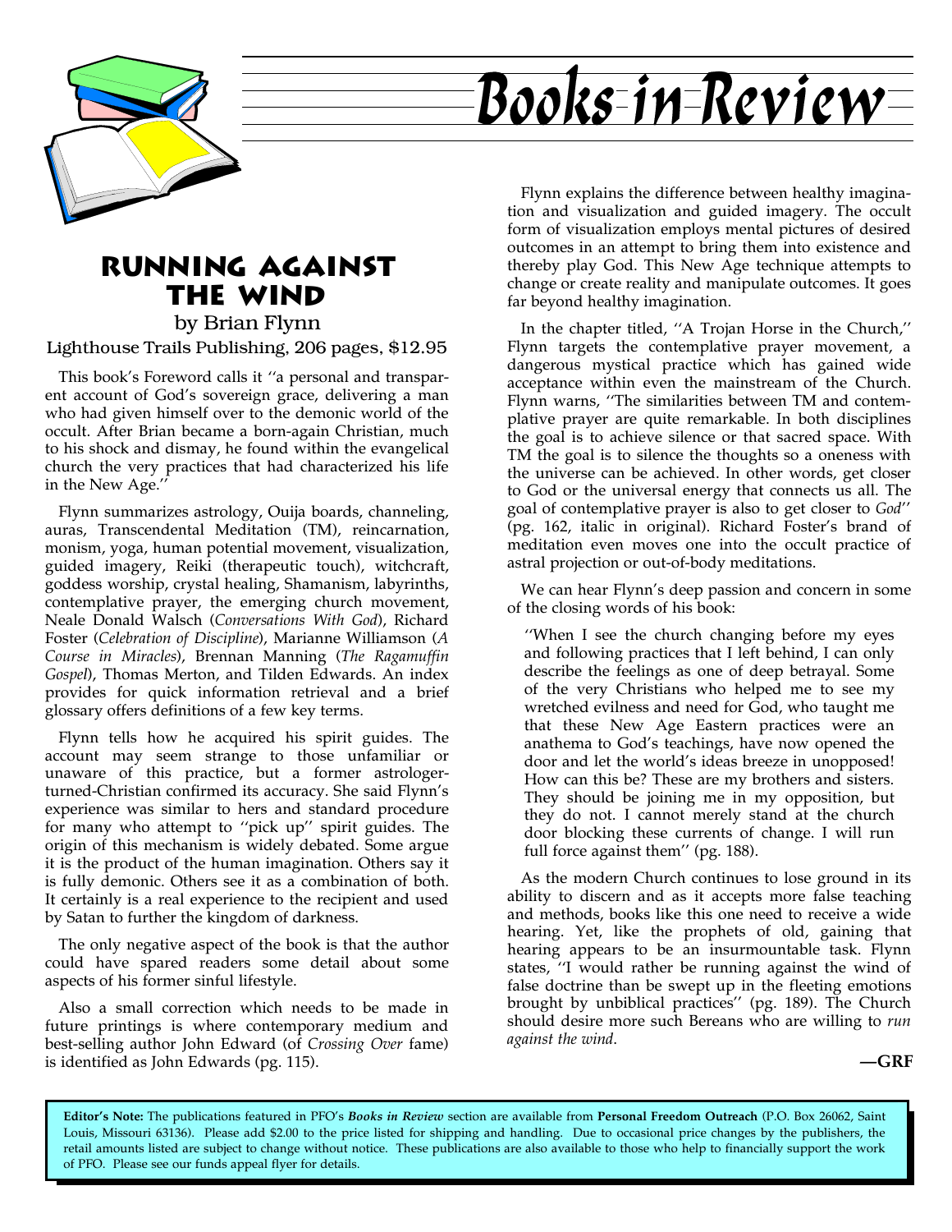# Books-in-Review

## Running Against the Wind

by Brian Flynn

Lighthouse Trails Publishing, 206 pages, $12.95

This book's Foreword calls it ''a personal and transparent account of God's sovereign grace, delivering a man who had given himself over to the demonic world of the occult. After Brian became a born-again Christian, much to his shock and dismay, he found within the evangelical church the very practices that had characterized his life in the New Age.''

Flynn summarizes astrology, Ouija boards, channeling, auras, Transcendental Meditation (TM), reincarnation, monism, yoga, human potential movement, visualization, guided imagery, Reiki (therapeutic touch), witchcraft, goddess worship, crystal healing, Shamanism, labyrinths, contemplative prayer, the emerging church movement, Neale Donald Walsch (*Conversations With God*), Richard Foster (*Celebration of Discipline*), Marianne Williamson (*A Course in Miracles*), Brennan Manning (*The Ragamuffin Gospel*), Thomas Merton, and Tilden Edwards. An index provides for quick information retrieval and a brief glossary offers definitions of a few key terms.

Flynn tells how he acquired his spirit guides. The account may seem strange to those unfamiliar or unaware of this practice, but a former astrologer-turned-Christian confirmed its accuracy. She said Flynn's experience was similar to hers and standard procedure for many who attempt to ''pick up'' spirit guides. The origin of this mechanism is widely debated. Some argue it is the product of the human imagination. Others say it is fully demonic. Others see it as a combination of both. It certainly is a real experience to the recipient and used by Satan to further the kingdom of darkness.

The only negative aspect of the book is that the author could have spared readers some detail about some aspects of his former sinful lifestyle.

Also a small correction which needs to be made in future printings is where contemporary medium and best-selling author John Edward (of *Crossing Over* fame) is identified as John Edwards (pg. 115).

Flynn explains the difference between healthy imagination and visualization and guided imagery. The occult form of visualization employs mental pictures of desired outcomes in an attempt to bring them into existence and thereby play God. This New Age technique attempts to change or create reality and manipulate outcomes. It goes far beyond healthy imagination.

In the chapter titled, ''A Trojan Horse in the Church,'' Flynn targets the contemplative prayer movement, a dangerous mystical practice which has gained wide acceptance within even the mainstream of the Church. Flynn warns, ''The similarities between TM and contemplative prayer are quite remarkable. In both disciplines the goal is to achieve silence or that sacred space. With TM the goal is to silence the thoughts so a oneness with the universe can be achieved. In other words, get closer to God or the universal energy that connects us all. The goal of contemplative prayer is also to get closer to *God*'' (pg. 162, italic in original). Richard Foster's brand of meditation even moves one into the occult practice of astral projection or out-of-body meditations.

We can hear Flynn's deep passion and concern in some of the closing words of his book:

> ''When I see the church changing before my eyes and following practices that I left behind, I can only describe the feelings as one of deep betrayal. Some of the very Christians who helped me to see my wretched evilness and need for God, who taught me that these New Age Eastern practices were an anathema to God's teachings, have now opened the door and let the world's ideas breeze in unopposed! How can this be? These are my brothers and sisters. They should be joining me in my opposition, but they do not. I cannot merely stand at the church door blocking these currents of change. I will run full force against them'' (pg. 188).

As the modern Church continues to lose ground in its ability to discern and as it accepts more false teaching and methods, books like this one need to receive a wide hearing. Yet, like the prophets of old, gaining that hearing appears to be an insurmountable task. Flynn states, ''I would rather be running against the wind of false doctrine than be swept up in the fleeting emotions brought by unbiblical practices'' (pg. 189). The Church should desire more such Bereans who are willing to *run against the wind*.

**—GRF**

**Editor's Note:** The publications featured in PFO's ***Books in Review*** section are available from **Personal Freedom Outreach** (P.O. Box 26062, Saint Louis, Missouri 63136). Please add $2.00 to the price listed for shipping and handling. Due to occasional price changes by the publishers, the retail amounts listed are subject to change without notice. These publications are also available to those who help to financially support the work of PFO. Please see our funds appeal flyer for details.